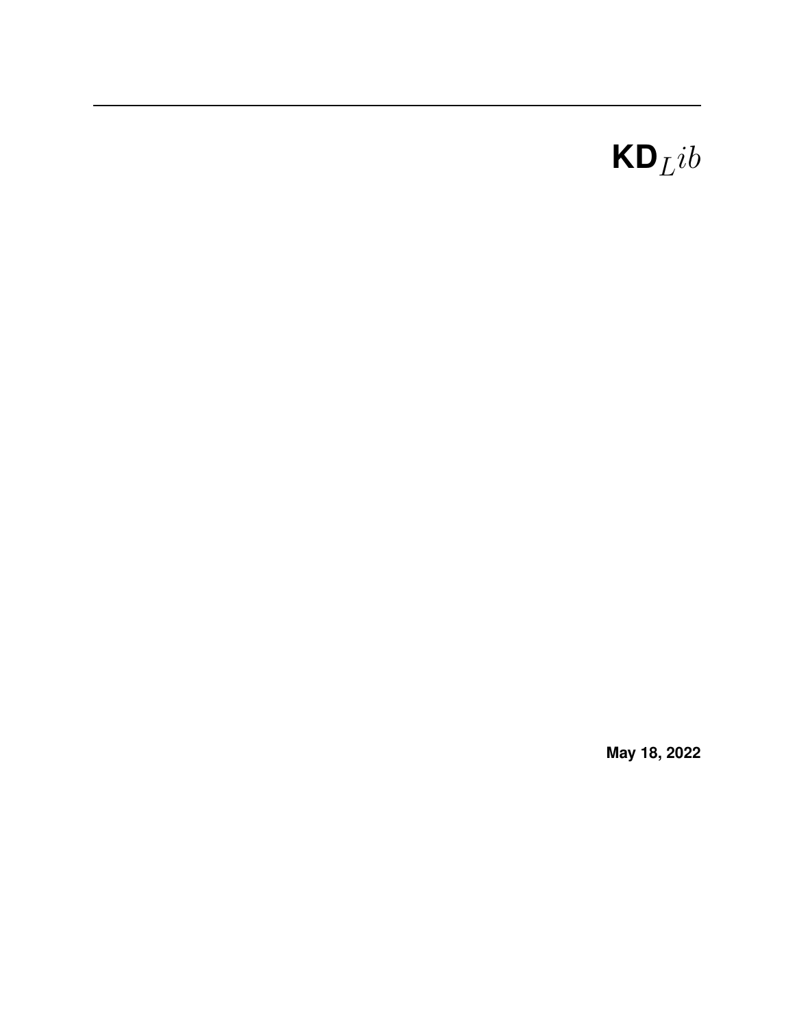# KD$_{Lib}$

**May 18, 2022**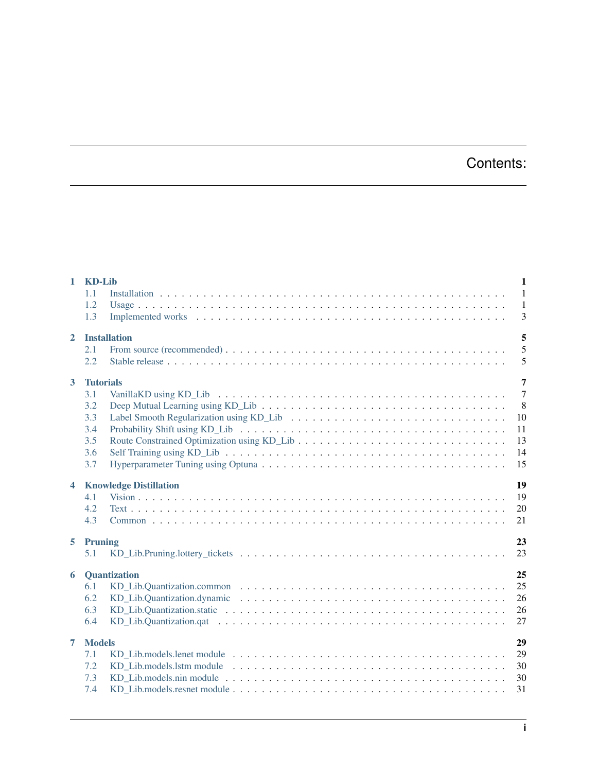# Contents:

| | | |
|---|---|---|
| **1** | **KD-Lib** | **1** |
| 1.1 | Installation | 1 |
| 1.2 | Usage | 1 |
| 1.3 | Implemented works | 3 |
| **2** | **Installation** | **5** |
| 2.1 | From source (recommended) | 5 |
| 2.2 | Stable release | 5 |
| **3** | **Tutorials** | **7** |
| 3.1 | VanillaKD using KD_Lib | 7 |
| 3.2 | Deep Mutual Learning using KD_Lib | 8 |
| 3.3 | Label Smooth Regularization using KD_Lib | 10 |
| 3.4 | Probability Shift using KD_Lib | 11 |
| 3.5 | Route Constrained Optimization using KD_Lib | 13 |
| 3.6 | Self Training using KD_Lib | 14 |
| 3.7 | Hyperparameter Tuning using Optuna | 15 |
| **4** | **Knowledge Distillation** | **19** |
| 4.1 | Vision | 19 |
| 4.2 | Text | 20 |
| 4.3 | Common | 21 |
| **5** | **Pruning** | **23** |
| 5.1 | KD_Lib.Pruning.lottery_tickets | 23 |
| **6** | **Quantization** | **25** |
| 6.1 | KD_Lib.Quantization.common | 25 |
| 6.2 | KD_Lib.Quantization.dynamic | 26 |
| 6.3 | KD_Lib.Quantization.static | 26 |
| 6.4 | KD_Lib.Quantization.qat | 27 |
| **7** | **Models** | **29** |
| 7.1 | KD_Lib.models.lenet module | 29 |
| 7.2 | KD_Lib.models.lstm module | 30 |
| 7.3 | KD_Lib.models.nin module | 30 |
| 7.4 | KD_Lib.models.resnet module | 31 |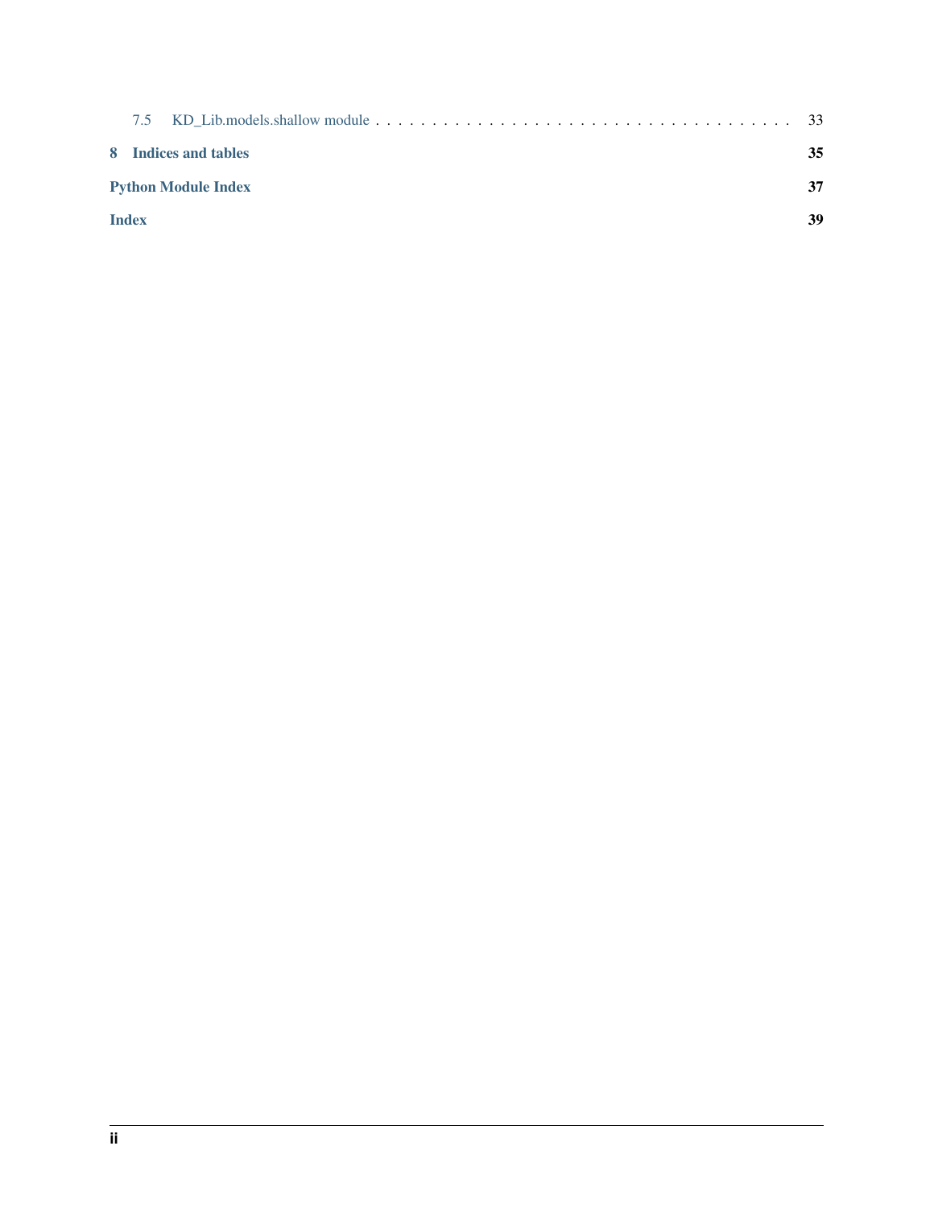7.5 KD_Lib.models.shallow module . . . . . . . . . . . . . . . . . . . . . . . . . . . . . . . . . . 33

**8 Indices and tables** **35**

**Python Module Index** **37**

**Index** **39**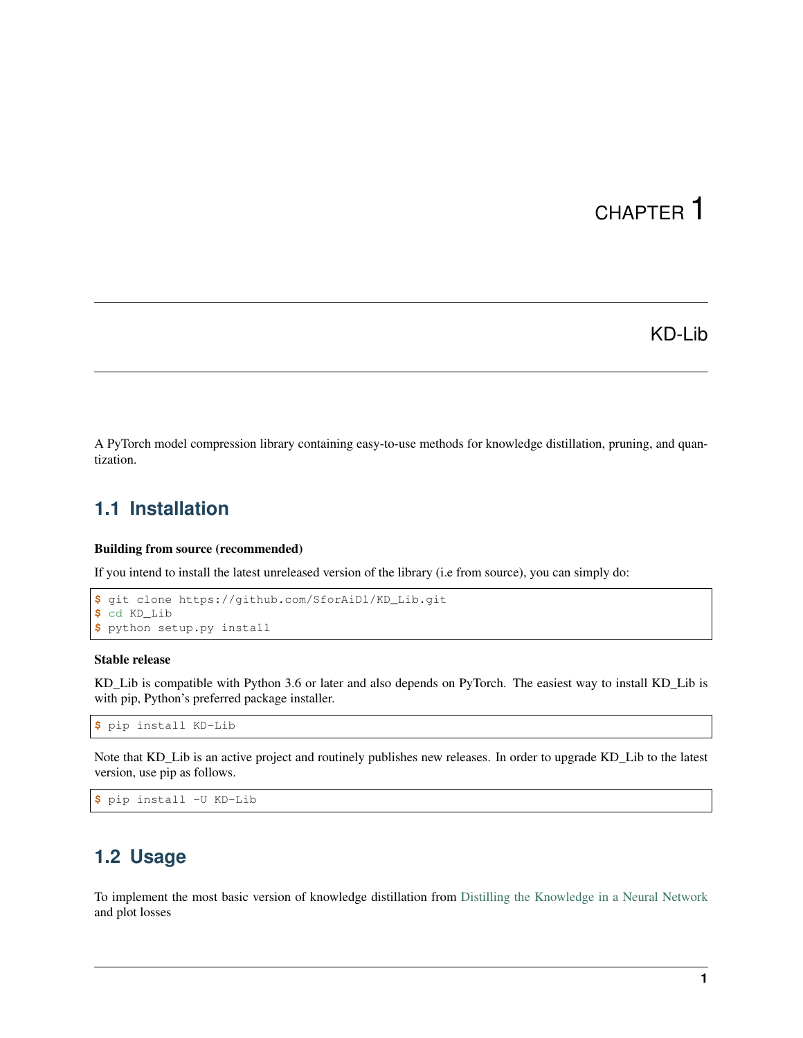# CHAPTER 1

# KD-Lib

A PyTorch model compression library containing easy-to-use methods for knowledge distillation, pruning, and quantization.

## 1.1 Installation

**Building from source (recommended)**

If you intend to install the latest unreleased version of the library (i.e from source), you can simply do:

```
$ git clone https://github.com/SforAiDl/KD_Lib.git
$ cd KD_Lib
$ python setup.py install
```

**Stable release**

KD_Lib is compatible with Python 3.6 or later and also depends on PyTorch. The easiest way to install KD_Lib is with pip, Python's preferred package installer.

```
$ pip install KD-Lib
```

Note that KD_Lib is an active project and routinely publishes new releases. In order to upgrade KD_Lib to the latest version, use pip as follows.

```
$ pip install -U KD-Lib
```

## 1.2 Usage

To implement the most basic version of knowledge distillation from Distilling the Knowledge in a Neural Network and plot losses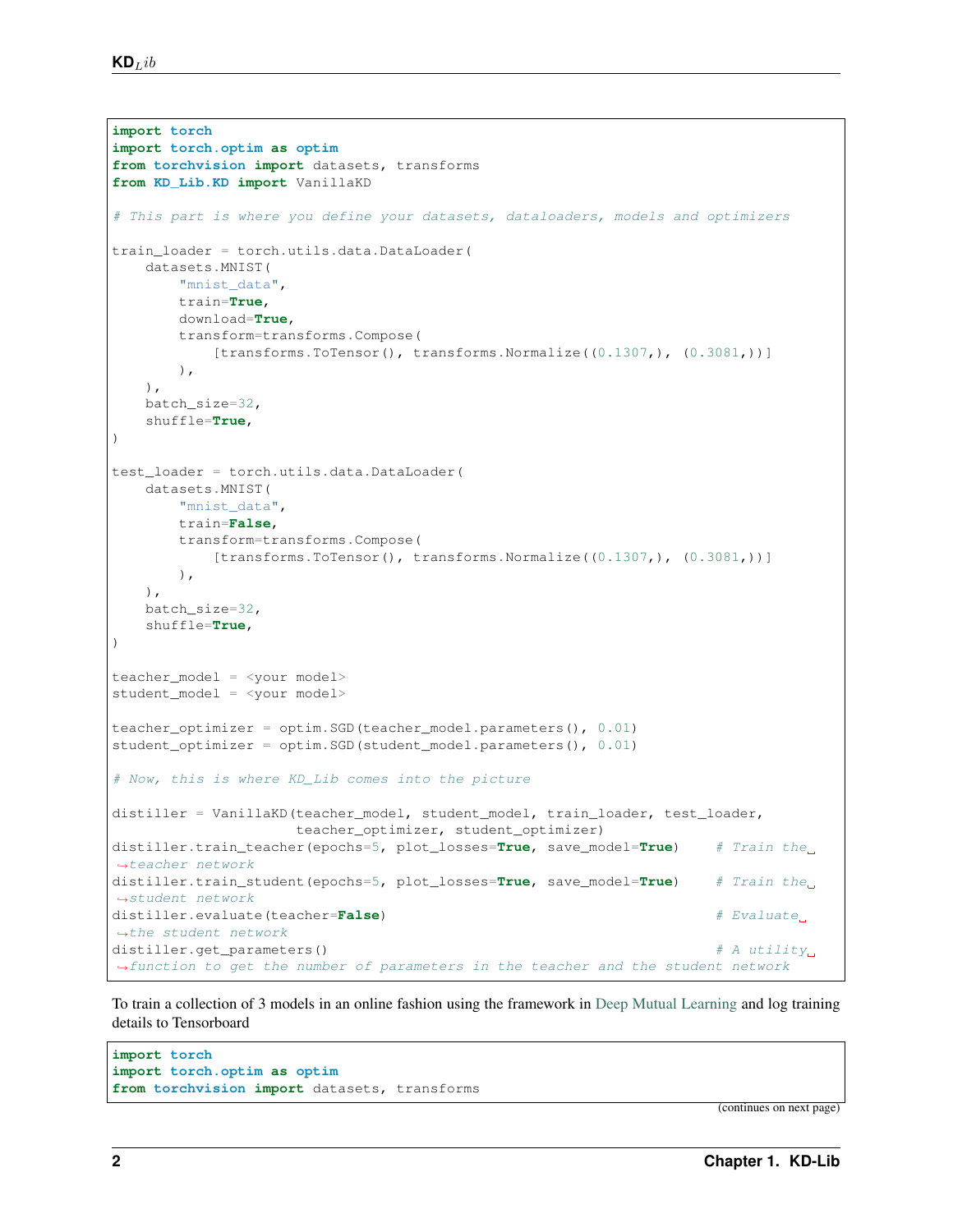```python
import torch
import torch.optim as optim
from torchvision import datasets, transforms
from KD_Lib.KD import VanillaKD

# This part is where you define your datasets, dataloaders, models and optimizers

train_loader = torch.utils.data.DataLoader(
    datasets.MNIST(
        "mnist_data",
        train=True,
        download=True,
        transform=transforms.Compose(
            [transforms.ToTensor(), transforms.Normalize((0.1307,), (0.3081,))]
        ),
    ),
    batch_size=32,
    shuffle=True,
)

test_loader = torch.utils.data.DataLoader(
    datasets.MNIST(
        "mnist_data",
        train=False,
        transform=transforms.Compose(
            [transforms.ToTensor(), transforms.Normalize((0.1307,), (0.3081,))]
        ),
    ),
    batch_size=32,
    shuffle=True,
)

teacher_model = <your model>
student_model = <your model>

teacher_optimizer = optim.SGD(teacher_model.parameters(), 0.01)
student_optimizer = optim.SGD(student_model.parameters(), 0.01)

# Now, this is where KD_Lib comes into the picture

distiller = VanillaKD(teacher_model, student_model, train_loader, test_loader,
                      teacher_optimizer, student_optimizer)
distiller.train_teacher(epochs=5, plot_losses=True, save_model=True)    # Train the teacher network
distiller.train_student(epochs=5, plot_losses=True, save_model=True)    # Train the student network
distiller.evaluate(teacher=False)                                       # Evaluate the student network
distiller.get_parameters()                                              # A utility function to get the number of parameters in the teacher and the student network
```

To train a collection of 3 models in an online fashion using the framework in Deep Mutual Learning and log training details to Tensorboard

```python
import torch
import torch.optim as optim
from torchvision import datasets, transforms
```

(continues on next page)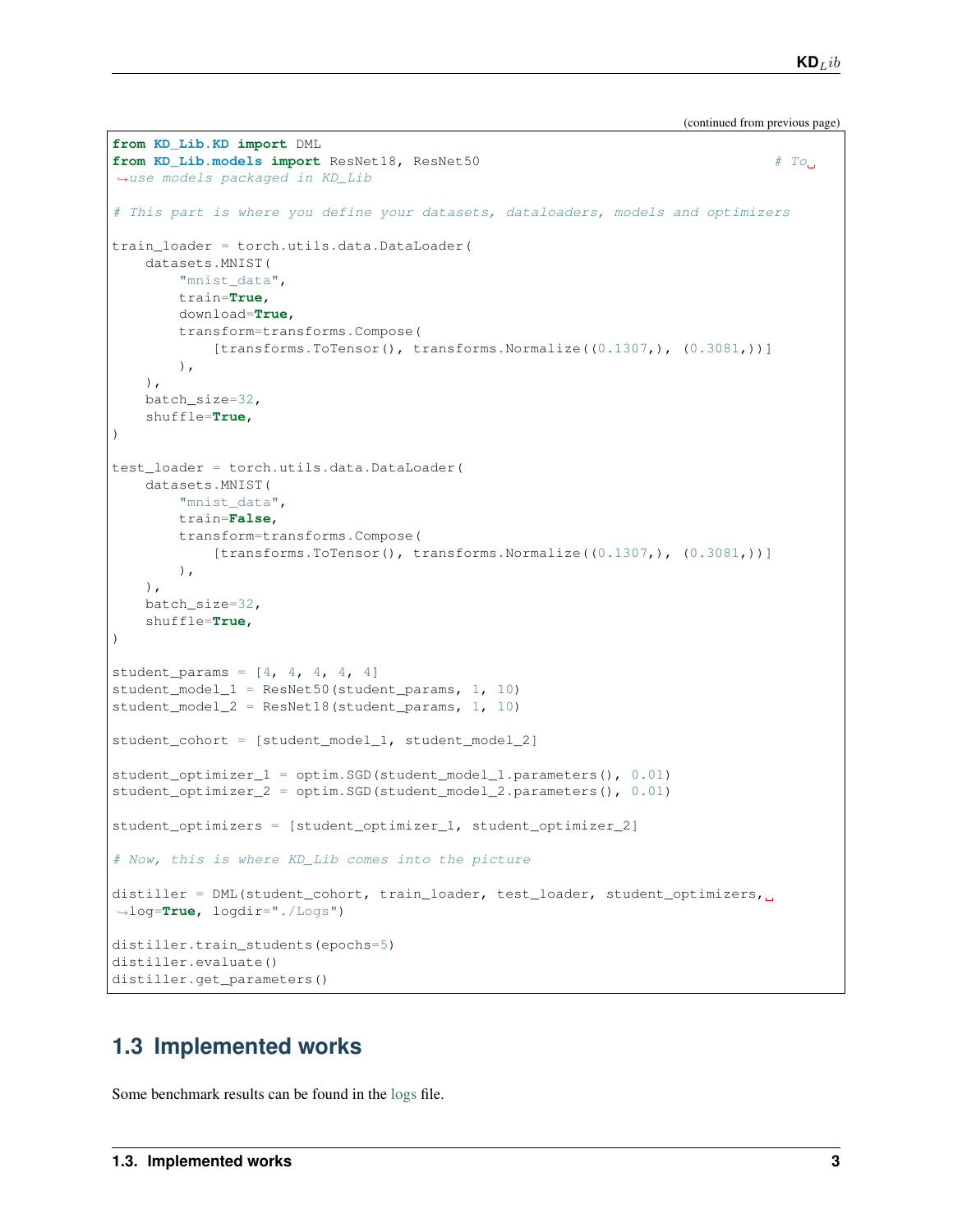(continued from previous page)

```python
from KD_Lib.KD import DML
from KD_Lib.models import ResNet18, ResNet50                                    # To use models packaged in KD_Lib

# This part is where you define your datasets, dataloaders, models and optimizers

train_loader = torch.utils.data.DataLoader(
    datasets.MNIST(
        "mnist_data",
        train=True,
        download=True,
        transform=transforms.Compose(
            [transforms.ToTensor(), transforms.Normalize((0.1307,), (0.3081,))]
        ),
    ),
    batch_size=32,
    shuffle=True,
)

test_loader = torch.utils.data.DataLoader(
    datasets.MNIST(
        "mnist_data",
        train=False,
        transform=transforms.Compose(
            [transforms.ToTensor(), transforms.Normalize((0.1307,), (0.3081,))]
        ),
    ),
    batch_size=32,
    shuffle=True,
)

student_params = [4, 4, 4, 4, 4]
student_model_1 = ResNet50(student_params, 1, 10)
student_model_2 = ResNet18(student_params, 1, 10)

student_cohort = [student_model_1, student_model_2]

student_optimizer_1 = optim.SGD(student_model_1.parameters(), 0.01)
student_optimizer_2 = optim.SGD(student_model_2.parameters(), 0.01)

student_optimizers = [student_optimizer_1, student_optimizer_2]

# Now, this is where KD_Lib comes into the picture

distiller = DML(student_cohort, train_loader, test_loader, student_optimizers, log=True, logdir="./Logs")

distiller.train_students(epochs=5)
distiller.evaluate()
distiller.get_parameters()
```

## 1.3 Implemented works

Some benchmark results can be found in the logs file.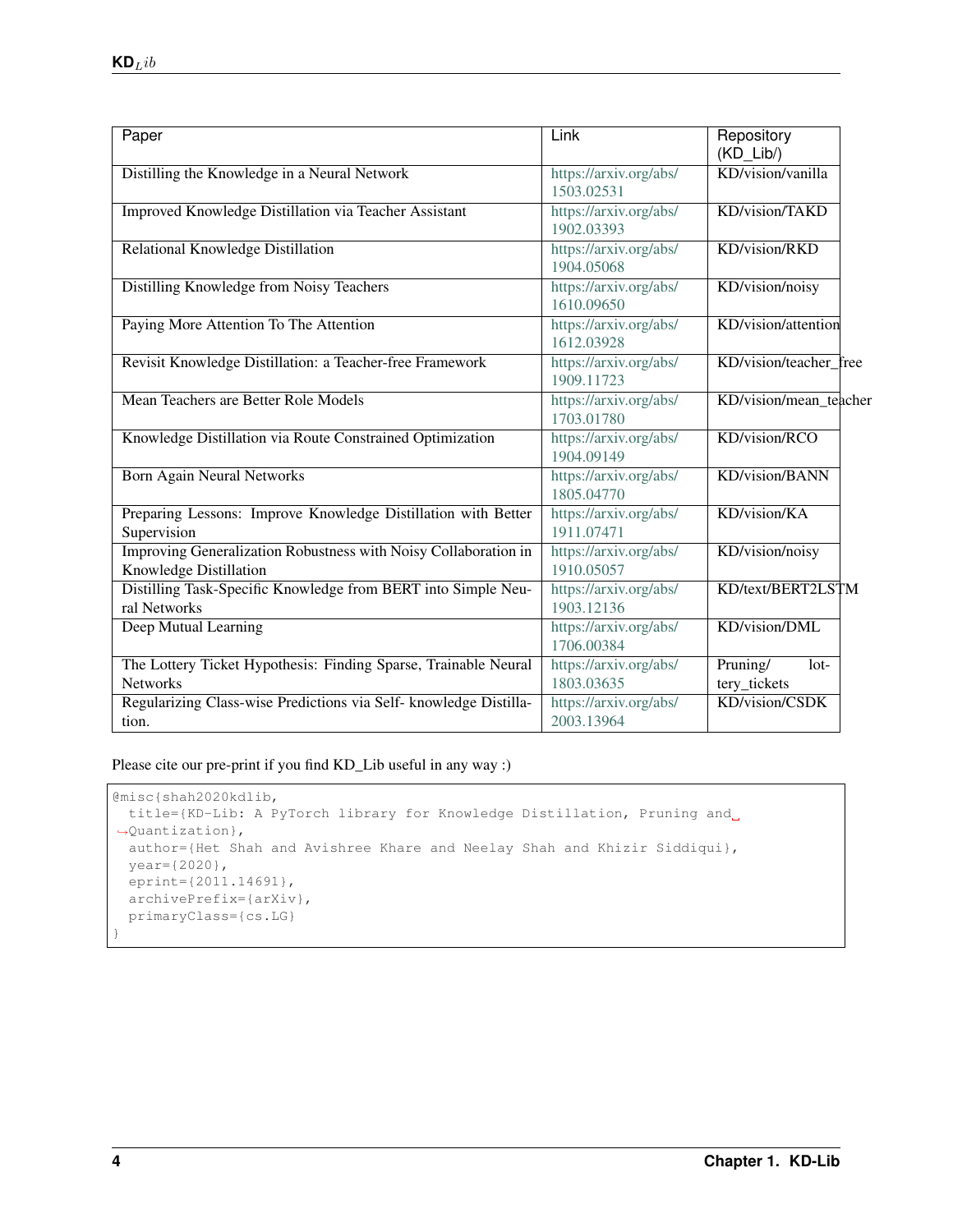| Paper | Link | Repository (KD_Lib/) |
| --- | --- | --- |
| Distilling the Knowledge in a Neural Network | https://arxiv.org/abs/1503.02531 | KD/vision/vanilla |
| Improved Knowledge Distillation via Teacher Assistant | https://arxiv.org/abs/1902.03393 | KD/vision/TAKD |
| Relational Knowledge Distillation | https://arxiv.org/abs/1904.05068 | KD/vision/RKD |
| Distilling Knowledge from Noisy Teachers | https://arxiv.org/abs/1610.09650 | KD/vision/noisy |
| Paying More Attention To The Attention | https://arxiv.org/abs/1612.03928 | KD/vision/attention |
| Revisit Knowledge Distillation: a Teacher-free Framework | https://arxiv.org/abs/1909.11723 | KD/vision/teacher_free |
| Mean Teachers are Better Role Models | https://arxiv.org/abs/1703.01780 | KD/vision/mean_teacher |
| Knowledge Distillation via Route Constrained Optimization | https://arxiv.org/abs/1904.09149 | KD/vision/RCO |
| Born Again Neural Networks | https://arxiv.org/abs/1805.04770 | KD/vision/BANN |
| Preparing Lessons: Improve Knowledge Distillation with Better Supervision | https://arxiv.org/abs/1911.07471 | KD/vision/KA |
| Improving Generalization Robustness with Noisy Collaboration in Knowledge Distillation | https://arxiv.org/abs/1910.05057 | KD/vision/noisy |
| Distilling Task-Specific Knowledge from BERT into Simple Neural Networks | https://arxiv.org/abs/1903.12136 | KD/text/BERT2LSTM |
| Deep Mutual Learning | https://arxiv.org/abs/1706.00384 | KD/vision/DML |
| The Lottery Ticket Hypothesis: Finding Sparse, Trainable Neural Networks | https://arxiv.org/abs/1803.03635 | Pruning/lottery_tickets |
| Regularizing Class-wise Predictions via Self- knowledge Distillation. | https://arxiv.org/abs/2003.13964 | KD/vision/CSDK |

Please cite our pre-print if you find KD_Lib useful in any way :)

```
@misc{shah2020kdlib,
  title={KD-Lib: A PyTorch library for Knowledge Distillation, Pruning and Quantization},
  author={Het Shah and Avishree Khare and Neelay Shah and Khizir Siddiqui},
  year={2020},
  eprint={2011.14691},
  archivePrefix={arXiv},
  primaryClass={cs.LG}
}
```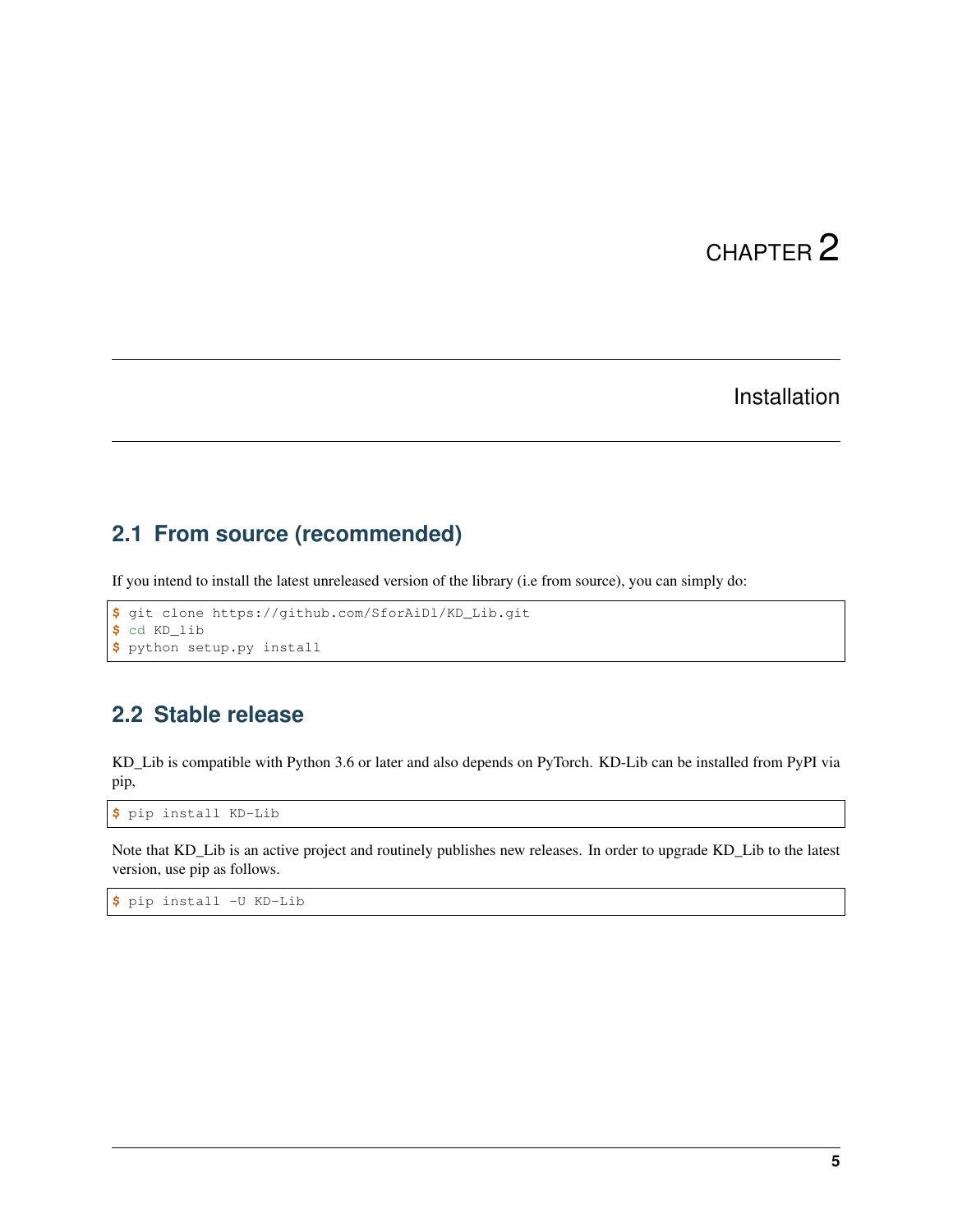# CHAPTER 2

## Installation

### 2.1 From source (recommended)

If you intend to install the latest unreleased version of the library (i.e from source), you can simply do:

```
$ git clone https://github.com/SforAiDl/KD_Lib.git
$ cd KD_Lib
$ python setup.py install
```

### 2.2 Stable release

KD_Lib is compatible with Python 3.6 or later and also depends on PyTorch. KD-Lib can be installed from PyPI via pip,

```
$ pip install KD-Lib
```

Note that KD_Lib is an active project and routinely publishes new releases. In order to upgrade KD_Lib to the latest version, use pip as follows.

```
$ pip install -U KD-Lib
```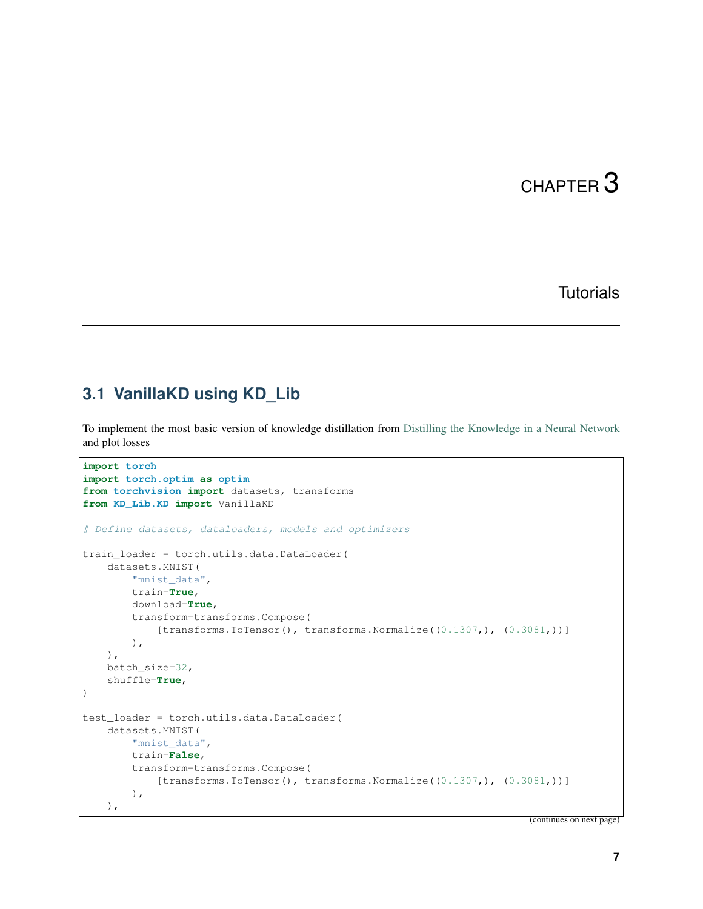# CHAPTER 3

# Tutorials

## 3.1 VanillaKD using KD_Lib

To implement the most basic version of knowledge distillation from Distilling the Knowledge in a Neural Network and plot losses

```
import torch
import torch.optim as optim
from torchvision import datasets, transforms
from KD_Lib.KD import VanillaKD

# Define datasets, dataloaders, models and optimizers

train_loader = torch.utils.data.DataLoader(
    datasets.MNIST(
        "mnist_data",
        train=True,
        download=True,
        transform=transforms.Compose(
            [transforms.ToTensor(), transforms.Normalize((0.1307,), (0.3081,))]
        ),
    ),
    batch_size=32,
    shuffle=True,
)

test_loader = torch.utils.data.DataLoader(
    datasets.MNIST(
        "mnist_data",
        train=False,
        transform=transforms.Compose(
            [transforms.ToTensor(), transforms.Normalize((0.1307,), (0.3081,))]
        ),
    ),
```

(continues on next page)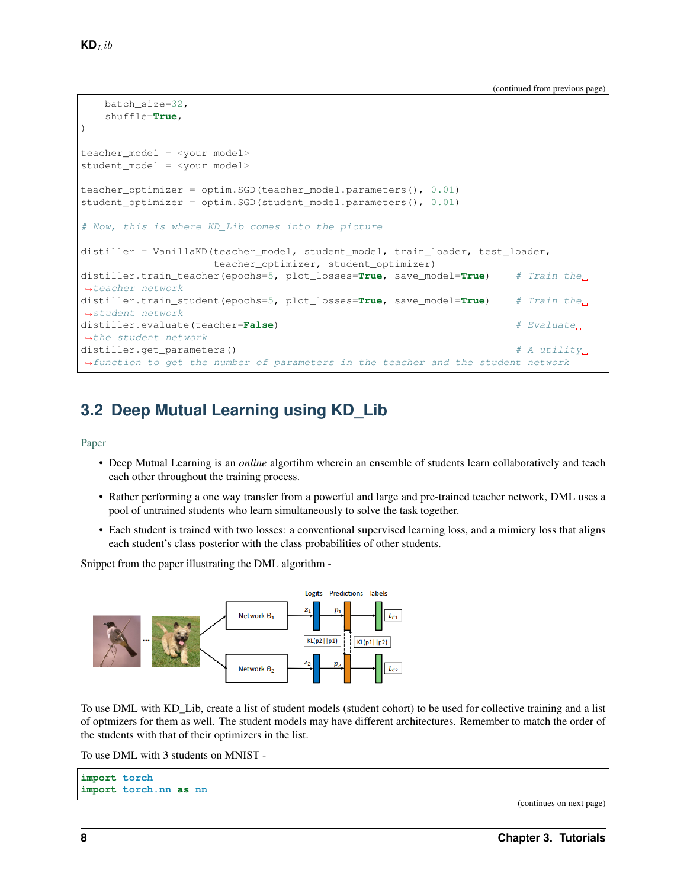(continued from previous page)

```
    batch_size=32,
    shuffle=True,
)

teacher_model = <your model>
student_model = <your model>

teacher_optimizer = optim.SGD(teacher_model.parameters(), 0.01)
student_optimizer = optim.SGD(student_model.parameters(), 0.01)

# Now, this is where KD_Lib comes into the picture

distiller = VanillaKD(teacher_model, student_model, train_loader, test_loader,
                      teacher_optimizer, student_optimizer)
distiller.train_teacher(epochs=5, plot_losses=True, save_model=True)    # Train the teacher network
distiller.train_student(epochs=5, plot_losses=True, save_model=True)    # Train the student network
distiller.evaluate(teacher=False)                                       # Evaluate the student network
distiller.get_parameters()                                              # A utility function to get the number of parameters in the teacher and the student network
```

## 3.2 Deep Mutual Learning using KD_Lib

Paper

- Deep Mutual Learning is an *online* algortihm wherein an ensemble of students learn collaboratively and teach each other throughout the training process.
- Rather performing a one way transfer from a powerful and large and pre-trained teacher network, DML uses a pool of untrained students who learn simultaneously to solve the task together.
- Each student is trained with two losses: a conventional supervised learning loss, and a mimicry loss that aligns each student's class posterior with the class probabilities of other students.

Snippet from the paper illustrating the DML algorithm -

To use DML with KD_Lib, create a list of student models (student cohort) to be used for collective training and a list of optmizers for them as well. The student models may have different architectures. Remember to match the order of the students with that of their optimizers in the list.

To use DML with 3 students on MNIST -

```
import torch
import torch.nn as nn
```

(continues on next page)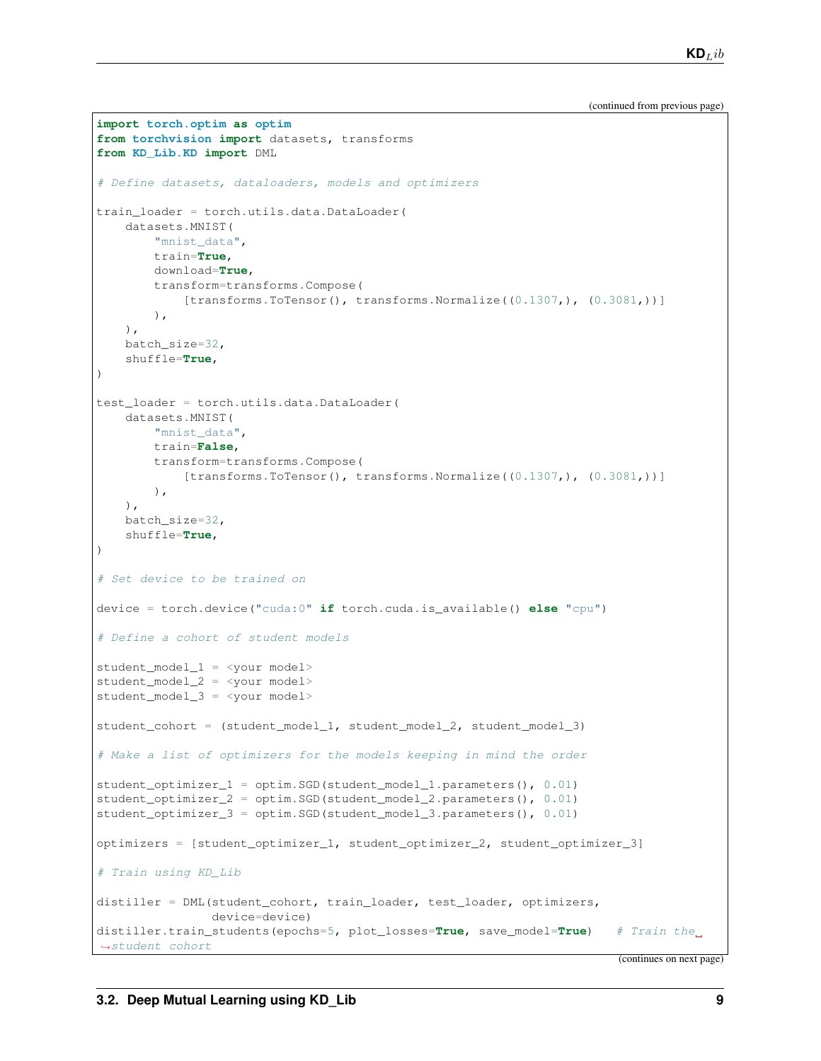(continued from previous page)

```
import torch.optim as optim
from torchvision import datasets, transforms
from KD_Lib.KD import DML

# Define datasets, dataloaders, models and optimizers

train_loader = torch.utils.data.DataLoader(
    datasets.MNIST(
        "mnist_data",
        train=True,
        download=True,
        transform=transforms.Compose(
            [transforms.ToTensor(), transforms.Normalize((0.1307,), (0.3081,))]
        ),
    ),
    batch_size=32,
    shuffle=True,
)

test_loader = torch.utils.data.DataLoader(
    datasets.MNIST(
        "mnist_data",
        train=False,
        transform=transforms.Compose(
            [transforms.ToTensor(), transforms.Normalize((0.1307,), (0.3081,))]
        ),
    ),
    batch_size=32,
    shuffle=True,
)

# Set device to be trained on

device = torch.device("cuda:0" if torch.cuda.is_available() else "cpu")

# Define a cohort of student models

student_model_1 = <your model>
student_model_2 = <your model>
student_model_3 = <your model>

student_cohort = (student_model_1, student_model_2, student_model_3)

# Make a list of optimizers for the models keeping in mind the order

student_optimizer_1 = optim.SGD(student_model_1.parameters(), 0.01)
student_optimizer_2 = optim.SGD(student_model_2.parameters(), 0.01)
student_optimizer_3 = optim.SGD(student_model_3.parameters(), 0.01)

optimizers = [student_optimizer_1, student_optimizer_2, student_optimizer_3]

# Train using KD_Lib

distiller = DML(student_cohort, train_loader, test_loader, optimizers,
                device=device)
distiller.train_students(epochs=5, plot_losses=True, save_model=True)    # Train the student cohort
```

(continues on next page)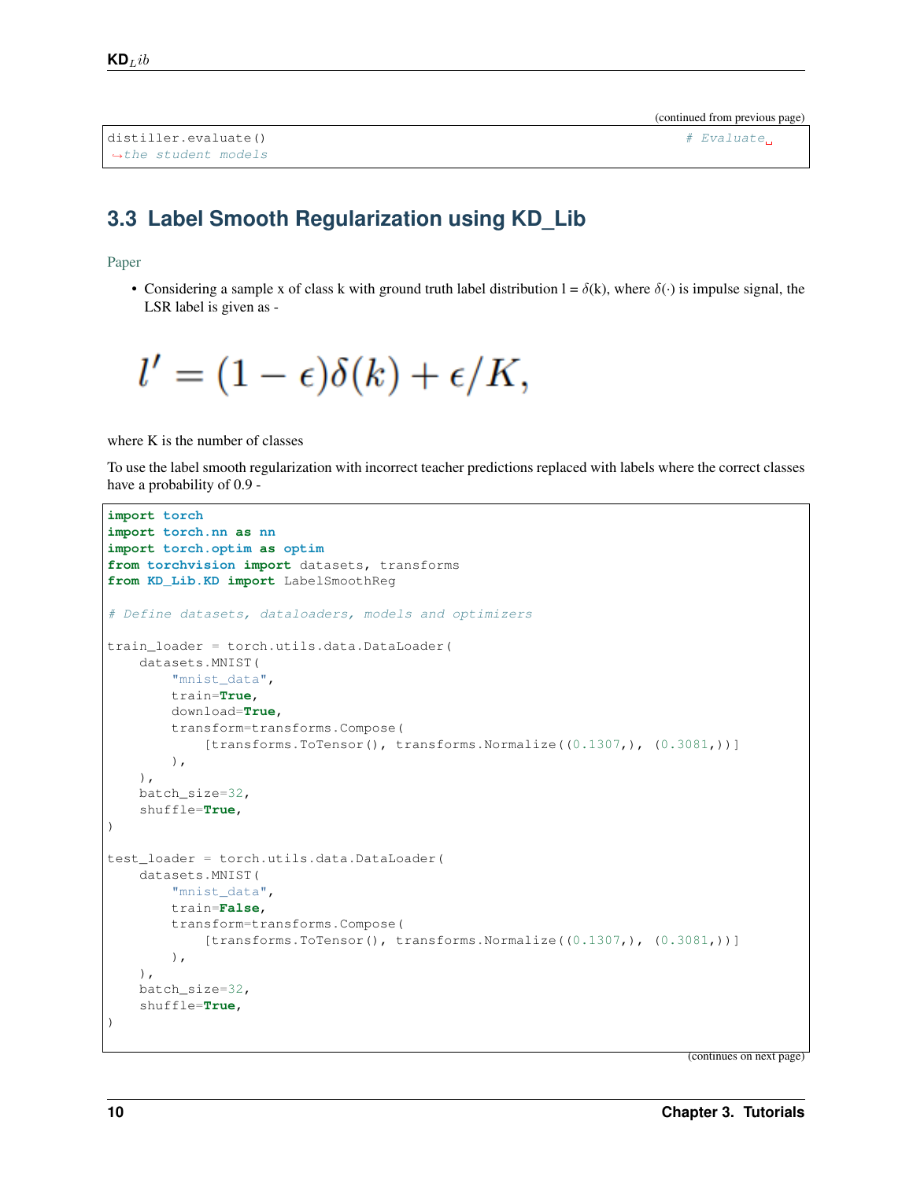```
distiller.evaluate()                                                    # Evaluate the student models
```

## 3.3 Label Smooth Regularization using KD_Lib

Paper

- Considering a sample x of class k with ground truth label distribution l = $\delta$(k), where $\delta(\cdot)$ is impulse signal, the LSR label is given as -

$$l' = (1 - \epsilon)\delta(k) + \epsilon/K,$$

where K is the number of classes

To use the label smooth regularization with incorrect teacher predictions replaced with labels where the correct classes have a probability of 0.9 -

```
import torch
import torch.nn as nn
import torch.optim as optim
from torchvision import datasets, transforms
from KD_Lib.KD import LabelSmoothReg

# Define datasets, dataloaders, models and optimizers

train_loader = torch.utils.data.DataLoader(
    datasets.MNIST(
        "mnist_data",
        train=True,
        download=True,
        transform=transforms.Compose(
            [transforms.ToTensor(), transforms.Normalize((0.1307,), (0.3081,))]
        ),
    ),
    batch_size=32,
    shuffle=True,
)

test_loader = torch.utils.data.DataLoader(
    datasets.MNIST(
        "mnist_data",
        train=False,
        transform=transforms.Compose(
            [transforms.ToTensor(), transforms.Normalize((0.1307,), (0.3081,))]
        ),
    ),
    batch_size=32,
    shuffle=True,
)
```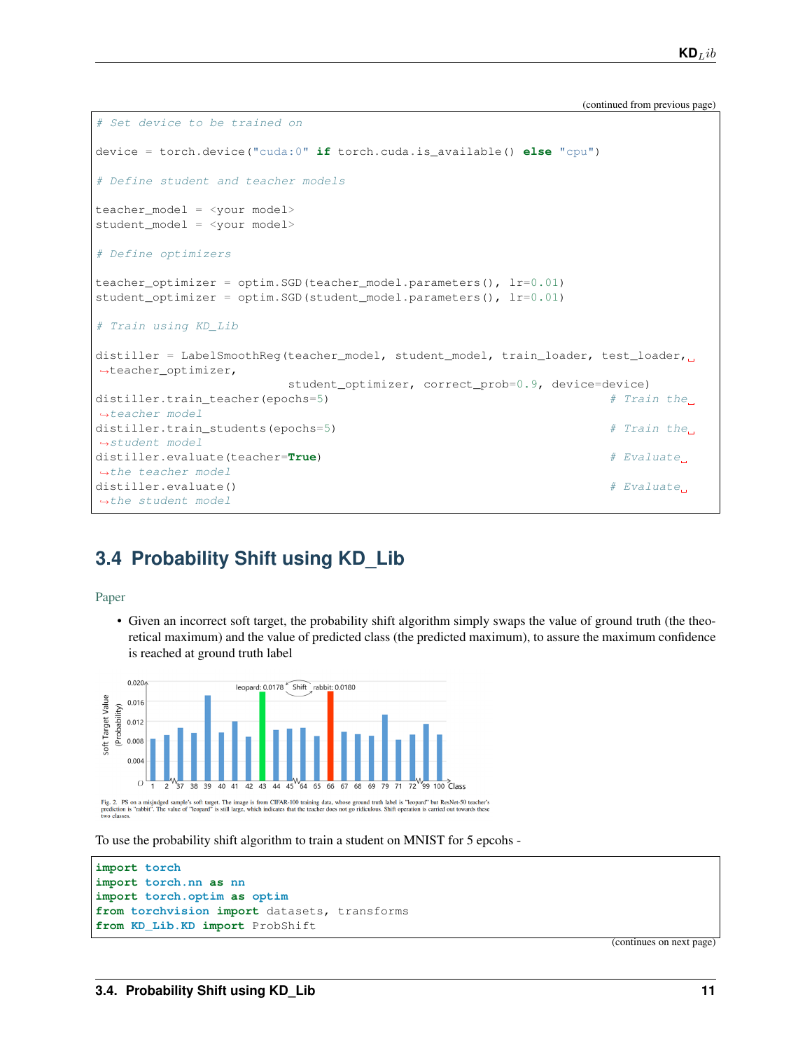(continued from previous page)

```
# Set device to be trained on

device = torch.device("cuda:0" if torch.cuda.is_available() else "cpu")

# Define student and teacher models

teacher_model = <your model>
student_model = <your model>

# Define optimizers

teacher_optimizer = optim.SGD(teacher_model.parameters(), lr=0.01)
student_optimizer = optim.SGD(student_model.parameters(), lr=0.01)

# Train using KD_Lib

distiller = LabelSmoothReg(teacher_model, student_model, train_loader, test_loader,
    teacher_optimizer,
                           student_optimizer, correct_prob=0.9, device=device)
distiller.train_teacher(epochs=5)                                    # Train the
    teacher model
distiller.train_students(epochs=5)                                   # Train the
    student model
distiller.evaluate(teacher=True)                                     # Evaluate
    the teacher model
distiller.evaluate()                                                 # Evaluate
    the student model
```

## 3.4 Probability Shift using KD_Lib

Paper

- Given an incorrect soft target, the probability shift algorithm simply swaps the value of ground truth (the theoretical maximum) and the value of predicted class (the predicted maximum), to assure the maximum confidence is reached at ground truth label

Fig. 2. PS on a misjudged sample's soft target. The image is from CIFAR-100 training data, whose ground truth label is "leopard" but ResNet-50 teacher's prediction is "rabbit". The value of "leopard" is still large, which indicates that the teacher does not go ridiculous. Shift operation is carried out towards these two classes.

To use the probability shift algorithm to train a student on MNIST for 5 epcohs -

```
import torch
import torch.nn as nn
import torch.optim as optim
from torchvision import datasets, transforms
from KD_Lib.KD import ProbShift
```

(continues on next page)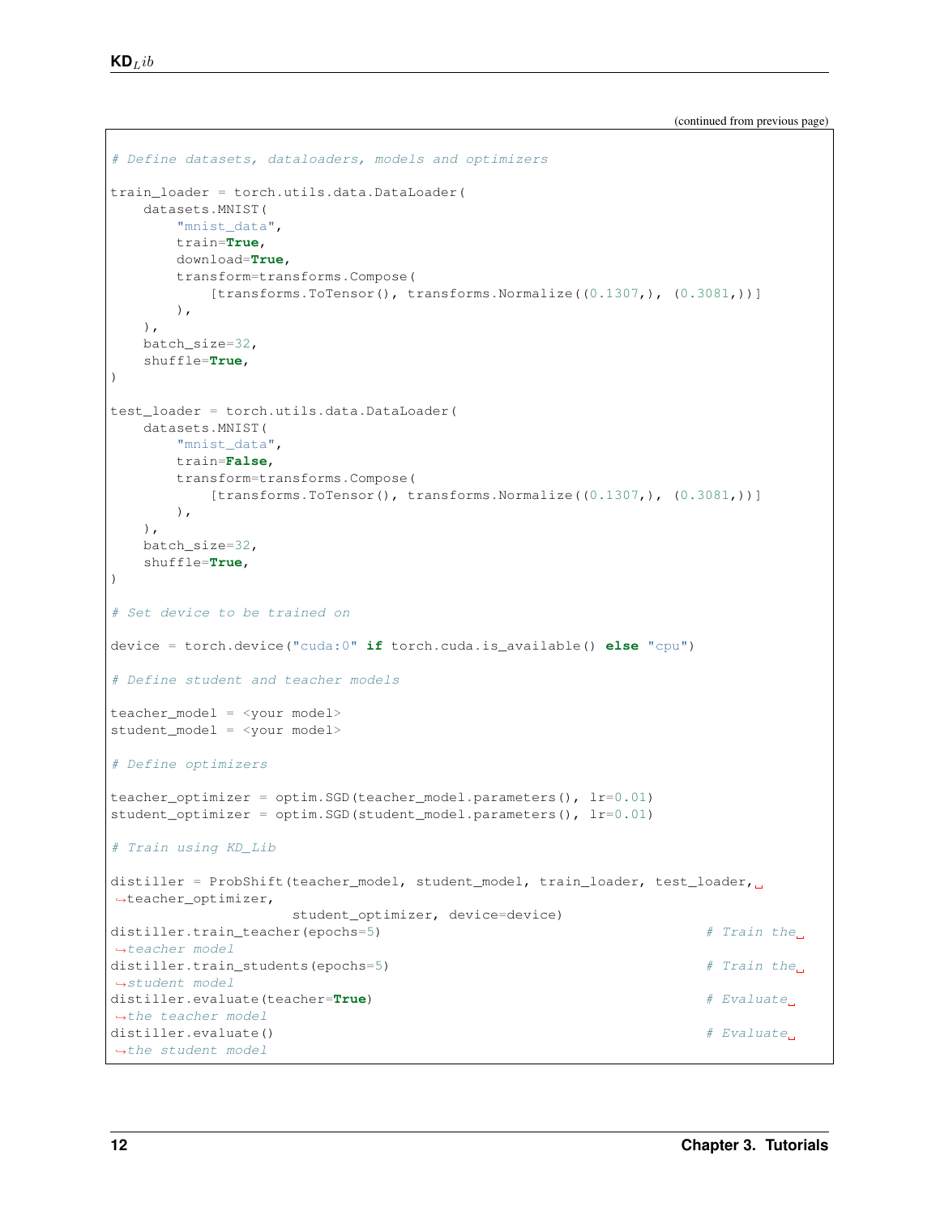(continued from previous page)

```python
# Define datasets, dataloaders, models and optimizers

train_loader = torch.utils.data.DataLoader(
    datasets.MNIST(
        "mnist_data",
        train=True,
        download=True,
        transform=transforms.Compose(
            [transforms.ToTensor(), transforms.Normalize((0.1307,), (0.3081,))]
        ),
    ),
    batch_size=32,
    shuffle=True,
)

test_loader = torch.utils.data.DataLoader(
    datasets.MNIST(
        "mnist_data",
        train=False,
        transform=transforms.Compose(
            [transforms.ToTensor(), transforms.Normalize((0.1307,), (0.3081,))]
        ),
    ),
    batch_size=32,
    shuffle=True,
)

# Set device to be trained on

device = torch.device("cuda:0" if torch.cuda.is_available() else "cpu")

# Define student and teacher models

teacher_model = <your model>
student_model = <your model>

# Define optimizers

teacher_optimizer = optim.SGD(teacher_model.parameters(), lr=0.01)
student_optimizer = optim.SGD(student_model.parameters(), lr=0.01)

# Train using KD_Lib

distiller = ProbShift(teacher_model, student_model, train_loader, test_loader, teacher_optimizer,
                      student_optimizer, device=device)
distiller.train_teacher(epochs=5)                                       # Train the teacher model
distiller.train_students(epochs=5)                                      # Train the student model
distiller.evaluate(teacher=True)                                        # Evaluate the teacher model
distiller.evaluate()                                                    # Evaluate the student model
```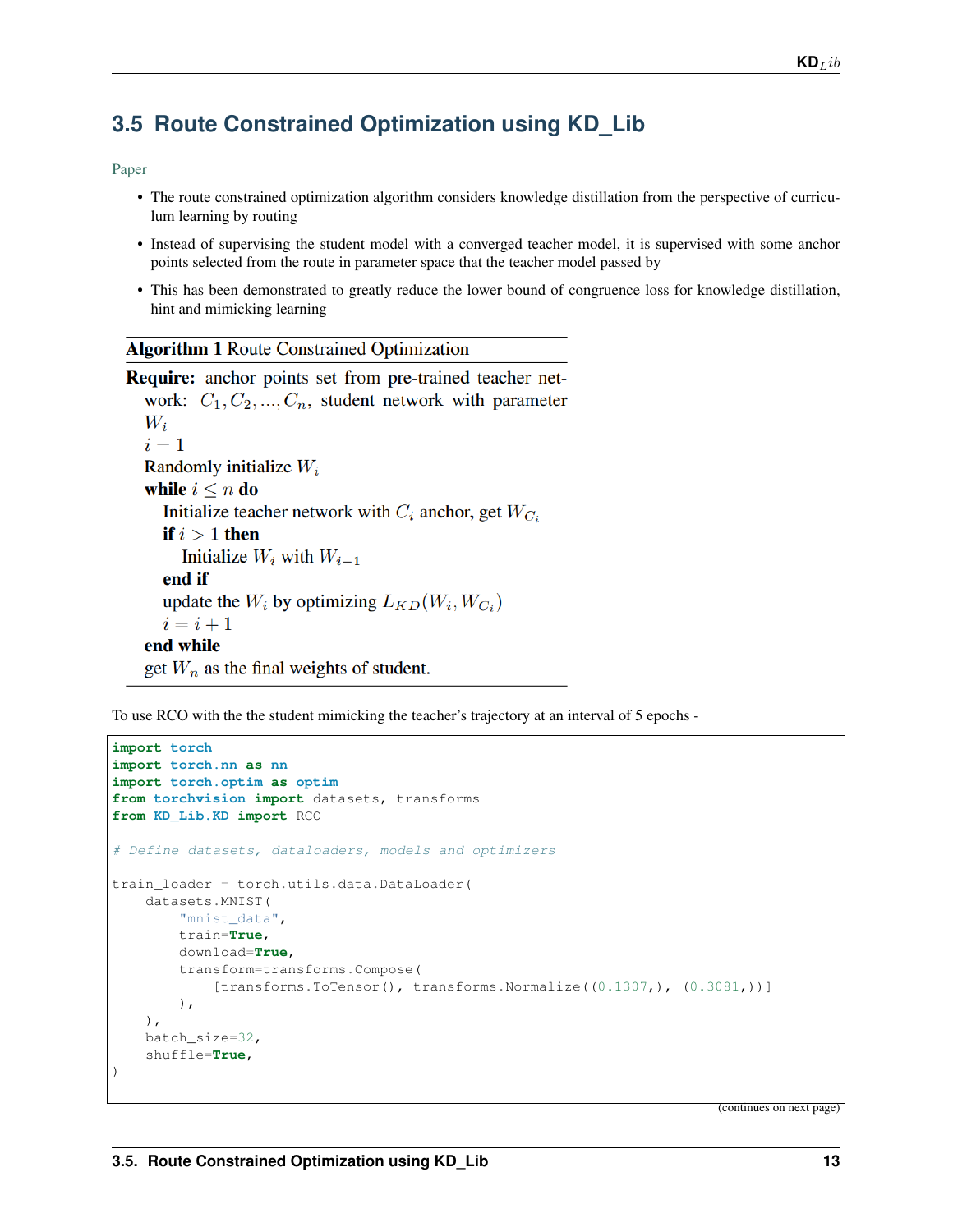## 3.5 Route Constrained Optimization using KD_Lib

Paper

- The route constrained optimization algorithm considers knowledge distillation from the perspective of curriculum learning by routing
- Instead of supervising the student model with a converged teacher model, it is supervised with some anchor points selected from the route in parameter space that the teacher model passed by
- This has been demonstrated to greatly reduce the lower bound of congruence loss for knowledge distillation, hint and mimicking learning

**Algorithm 1** Route Constrained Optimization

**Require:** anchor points set from pre-trained teacher network: $C_1, C_2, ..., C_n$, student network with parameter $W_i$

$i = 1$

Randomly initialize $W_i$

**while** $i \leq n$ **do**

  Initialize teacher network with $C_i$ anchor, get $W_{C_i}$

  **if** $i > 1$ **then**

    Initialize $W_i$ with $W_{i-1}$

  **end if**

  update the $W_i$ by optimizing $L_{KD}(W_i, W_{C_i})$

  $i = i + 1$

**end while**

get $W_n$ as the final weights of student.

To use RCO with the the student mimicking the teacher's trajectory at an interval of 5 epochs -

```
import torch
import torch.nn as nn
import torch.optim as optim
from torchvision import datasets, transforms
from KD_Lib.KD import RCO

# Define datasets, dataloaders, models and optimizers

train_loader = torch.utils.data.DataLoader(
    datasets.MNIST(
        "mnist_data",
        train=True,
        download=True,
        transform=transforms.Compose(
            [transforms.ToTensor(), transforms.Normalize((0.1307,), (0.3081,))]
        ),
    ),
    batch_size=32,
    shuffle=True,
)
```

(continues on next page)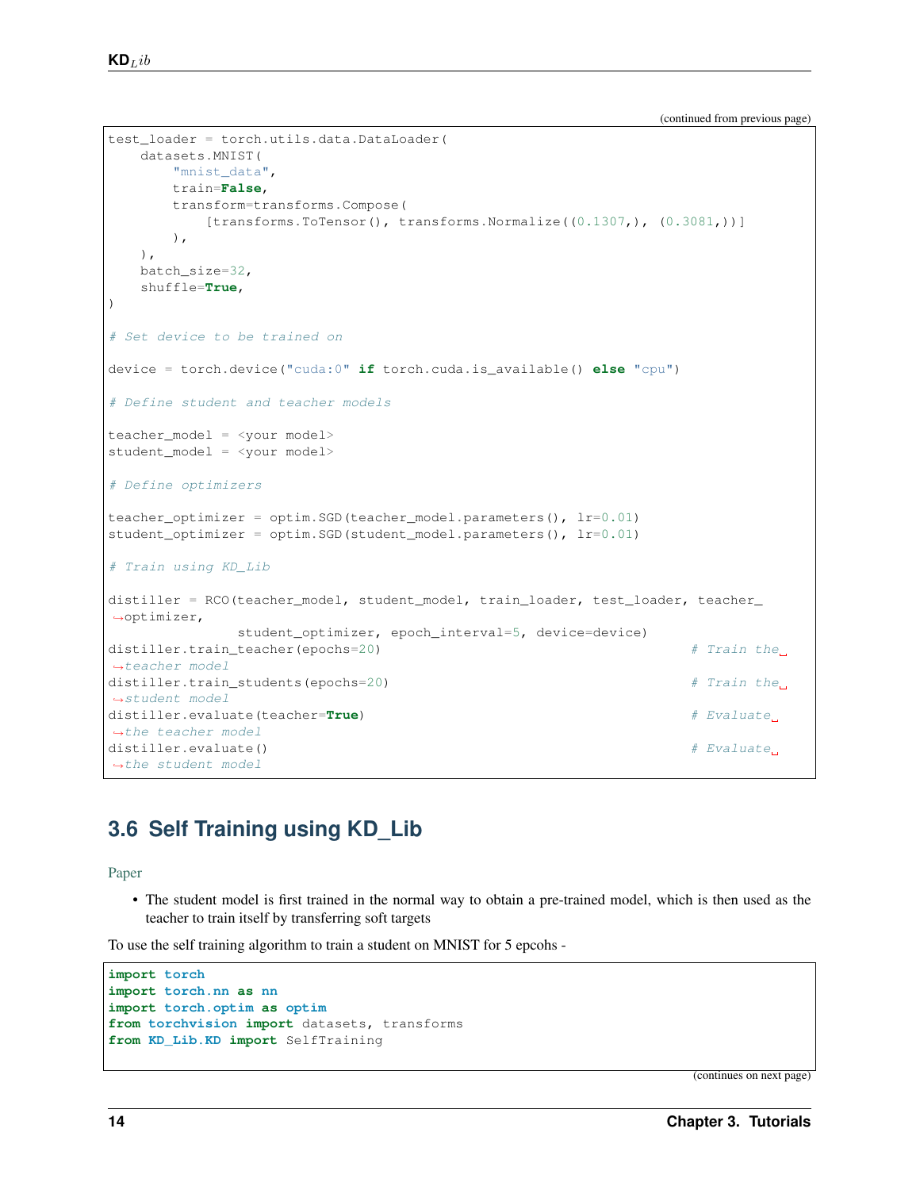(continued from previous page)

```
test_loader = torch.utils.data.DataLoader(
    datasets.MNIST(
        "mnist_data",
        train=False,
        transform=transforms.Compose(
            [transforms.ToTensor(), transforms.Normalize((0.1307,), (0.3081,))]
        ),
    ),
    batch_size=32,
    shuffle=True,
)

# Set device to be trained on

device = torch.device("cuda:0" if torch.cuda.is_available() else "cpu")

# Define student and teacher models

teacher_model = <your model>
student_model = <your model>

# Define optimizers

teacher_optimizer = optim.SGD(teacher_model.parameters(), lr=0.01)
student_optimizer = optim.SGD(student_model.parameters(), lr=0.01)

# Train using KD_Lib

distiller = RCO(teacher_model, student_model, train_loader, test_loader, teacher_optimizer,
                student_optimizer, epoch_interval=5, device=device)
distiller.train_teacher(epochs=20)                                      # Train the teacher model
distiller.train_students(epochs=20)                                     # Train the student model
distiller.evaluate(teacher=True)                                        # Evaluate the teacher model
distiller.evaluate()                                                    # Evaluate the student model
```

## 3.6 Self Training using KD_Lib

Paper

- The student model is first trained in the normal way to obtain a pre-trained model, which is then used as the teacher to train itself by transferring soft targets

To use the self training algorithm to train a student on MNIST for 5 epcohs -

```
import torch
import torch.nn as nn
import torch.optim as optim
from torchvision import datasets, transforms
from KD_Lib.KD import SelfTraining
```

(continues on next page)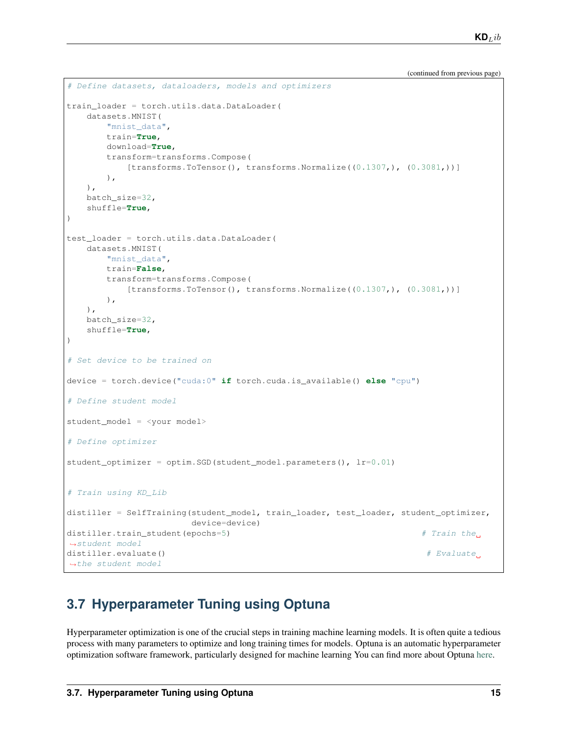(continued from previous page)

```
# Define datasets, dataloaders, models and optimizers

train_loader = torch.utils.data.DataLoader(
    datasets.MNIST(
        "mnist_data",
        train=True,
        download=True,
        transform=transforms.Compose(
            [transforms.ToTensor(), transforms.Normalize((0.1307,), (0.3081,))]
        ),
    ),
    batch_size=32,
    shuffle=True,
)

test_loader = torch.utils.data.DataLoader(
    datasets.MNIST(
        "mnist_data",
        train=False,
        transform=transforms.Compose(
            [transforms.ToTensor(), transforms.Normalize((0.1307,), (0.3081,))]
        ),
    ),
    batch_size=32,
    shuffle=True,
)

# Set device to be trained on

device = torch.device("cuda:0" if torch.cuda.is_available() else "cpu")

# Define student model

student_model = <your model>

# Define optimizer

student_optimizer = optim.SGD(student_model.parameters(), lr=0.01)


# Train using KD_Lib

distiller = SelfTraining(student_model, train_loader, test_loader, student_optimizer,
                         device=device)
distiller.train_student(epochs=5)                                  # Train the student model
distiller.evaluate()                                               # Evaluate the student model
```

## 3.7 Hyperparameter Tuning using Optuna

Hyperparameter optimization is one of the crucial steps in training machine learning models. It is often quite a tedious process with many parameters to optimize and long training times for models. Optuna is an automatic hyperparameter optimization software framework, particularly designed for machine learning You can find more about Optuna here.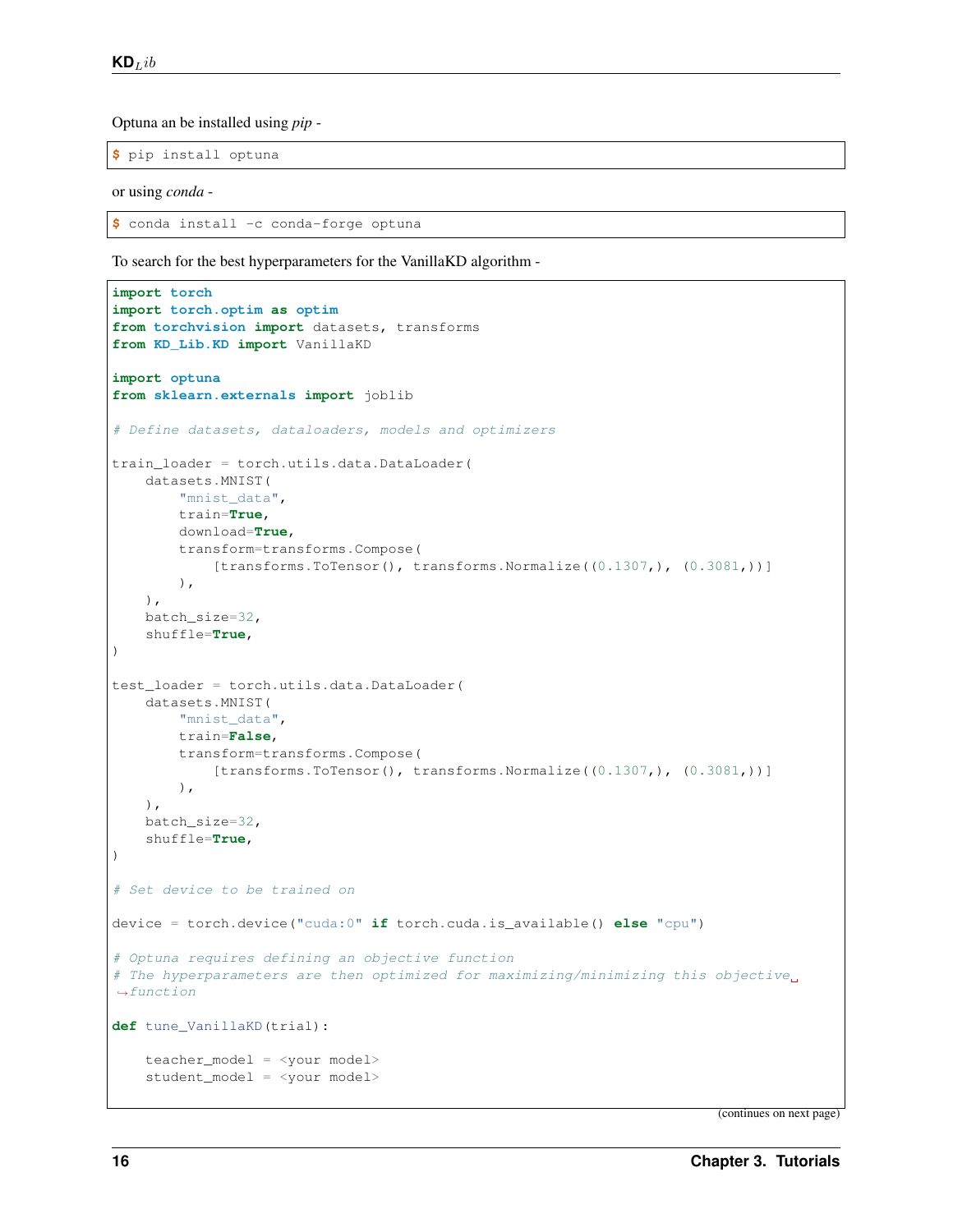Optuna an be installed using *pip* -

```
$ pip install optuna
```

or using *conda* -

```
$ conda install -c conda-forge optuna
```

To search for the best hyperparameters for the VanillaKD algorithm -

```
import torch
import torch.optim as optim
from torchvision import datasets, transforms
from KD_Lib.KD import VanillaKD

import optuna
from sklearn.externals import joblib

# Define datasets, dataloaders, models and optimizers

train_loader = torch.utils.data.DataLoader(
    datasets.MNIST(
        "mnist_data",
        train=True,
        download=True,
        transform=transforms.Compose(
            [transforms.ToTensor(), transforms.Normalize((0.1307,), (0.3081,))]
        ),
    ),
    batch_size=32,
    shuffle=True,
)

test_loader = torch.utils.data.DataLoader(
    datasets.MNIST(
        "mnist_data",
        train=False,
        transform=transforms.Compose(
            [transforms.ToTensor(), transforms.Normalize((0.1307,), (0.3081,))]
        ),
    ),
    batch_size=32,
    shuffle=True,
)

# Set device to be trained on

device = torch.device("cuda:0" if torch.cuda.is_available() else "cpu")

# Optuna requires defining an objective function
# The hyperparameters are then optimized for maximizing/minimizing this objective
↪function

def tune_VanillaKD(trial):

    teacher_model = <your model>
    student_model = <your model>
```

(continues on next page)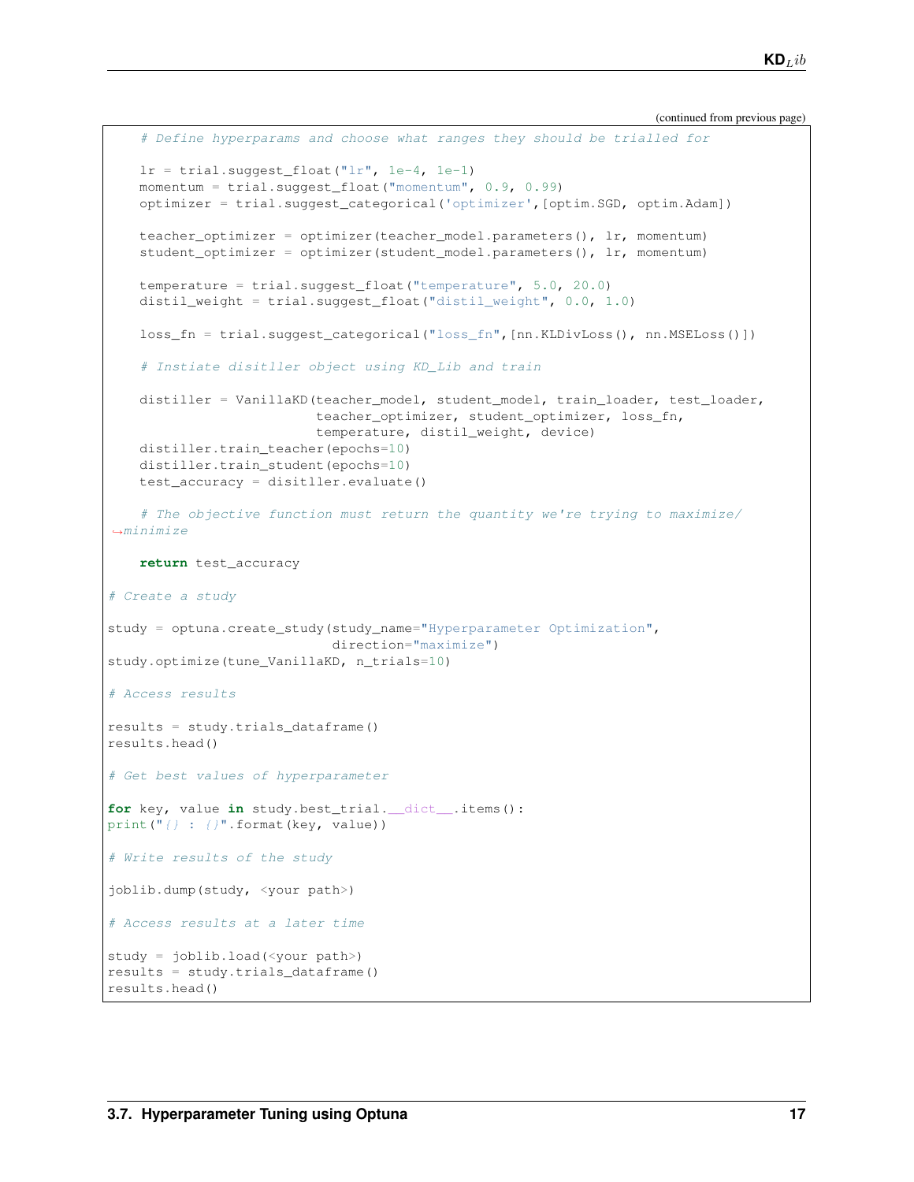(continued from previous page)

```python
    # Define hyperparams and choose what ranges they should be trialled for

    lr = trial.suggest_float("lr", 1e-4, 1e-1)
    momentum = trial.suggest_float("momentum", 0.9, 0.99)
    optimizer = trial.suggest_categorical('optimizer',[optim.SGD, optim.Adam])

    teacher_optimizer = optimizer(teacher_model.parameters(), lr, momentum)
    student_optimizer = optimizer(student_model.parameters(), lr, momentum)

    temperature = trial.suggest_float("temperature", 5.0, 20.0)
    distil_weight = trial.suggest_float("distil_weight", 0.0, 1.0)

    loss_fn = trial.suggest_categorical("loss_fn",[nn.KLDivLoss(), nn.MSELoss()])

    # Instiate disitller object using KD_Lib and train

    distiller = VanillaKD(teacher_model, student_model, train_loader, test_loader,
                          teacher_optimizer, student_optimizer, loss_fn,
                          temperature, distil_weight, device)
    distiller.train_teacher(epochs=10)
    distiller.train_student(epochs=10)
    test_accuracy = disitller.evaluate()

    # The objective function must return the quantity we're trying to maximize/
↪minimize

    return test_accuracy

# Create a study

study = optuna.create_study(study_name="Hyperparameter Optimization",
                            direction="maximize")
study.optimize(tune_VanillaKD, n_trials=10)

# Access results

results = study.trials_dataframe()
results.head()

# Get best values of hyperparameter

for key, value in study.best_trial.__dict__.items():
print("{} : {}".format(key, value))

# Write results of the study

joblib.dump(study, <your path>)

# Access results at a later time

study = joblib.load(<your path>)
results = study.trials_dataframe()
results.head()
```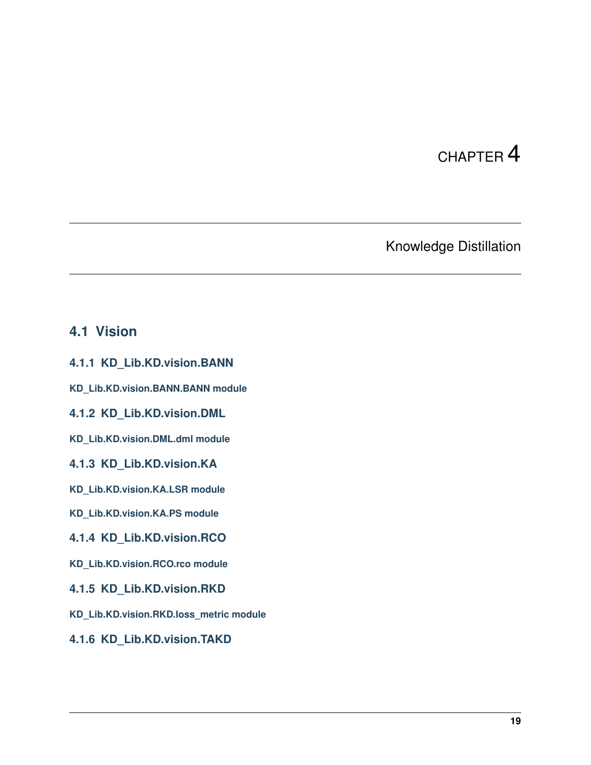# CHAPTER 4

# Knowledge Distillation

## 4.1 Vision

### 4.1.1 KD_Lib.KD.vision.BANN

#### KD_Lib.KD.vision.BANN.BANN module

### 4.1.2 KD_Lib.KD.vision.DML

#### KD_Lib.KD.vision.DML.dml module

### 4.1.3 KD_Lib.KD.vision.KA

#### KD_Lib.KD.vision.KA.LSR module

#### KD_Lib.KD.vision.KA.PS module

### 4.1.4 KD_Lib.KD.vision.RCO

#### KD_Lib.KD.vision.RCO.rco module

### 4.1.5 KD_Lib.KD.vision.RKD

#### KD_Lib.KD.vision.RKD.loss_metric module

### 4.1.6 KD_Lib.KD.vision.TAKD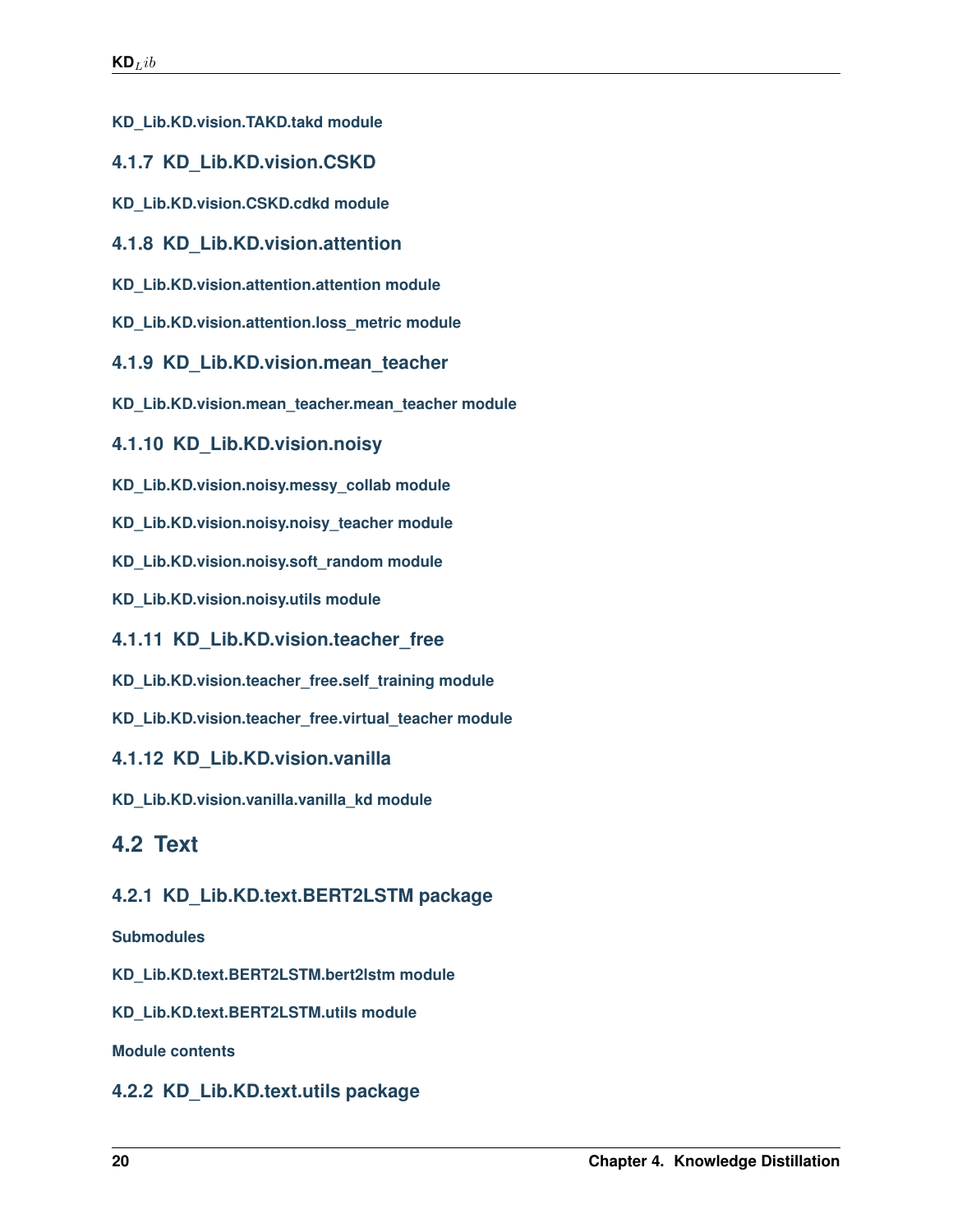#### KD_Lib.KD.vision.TAKD.takd module

### 4.1.7 KD_Lib.KD.vision.CSKD

#### KD_Lib.KD.vision.CSKD.cdkd module

### 4.1.8 KD_Lib.KD.vision.attention

#### KD_Lib.KD.vision.attention.attention module

#### KD_Lib.KD.vision.attention.loss_metric module

### 4.1.9 KD_Lib.KD.vision.mean_teacher

#### KD_Lib.KD.vision.mean_teacher.mean_teacher module

### 4.1.10 KD_Lib.KD.vision.noisy

#### KD_Lib.KD.vision.noisy.messy_collab module

#### KD_Lib.KD.vision.noisy.noisy_teacher module

#### KD_Lib.KD.vision.noisy.soft_random module

#### KD_Lib.KD.vision.noisy.utils module

### 4.1.11 KD_Lib.KD.vision.teacher_free

#### KD_Lib.KD.vision.teacher_free.self_training module

#### KD_Lib.KD.vision.teacher_free.virtual_teacher module

### 4.1.12 KD_Lib.KD.vision.vanilla

#### KD_Lib.KD.vision.vanilla.vanilla_kd module

## 4.2 Text

### 4.2.1 KD_Lib.KD.text.BERT2LSTM package

#### Submodules

#### KD_Lib.KD.text.BERT2LSTM.bert2lstm module

#### KD_Lib.KD.text.BERT2LSTM.utils module

#### Module contents

### 4.2.2 KD_Lib.KD.text.utils package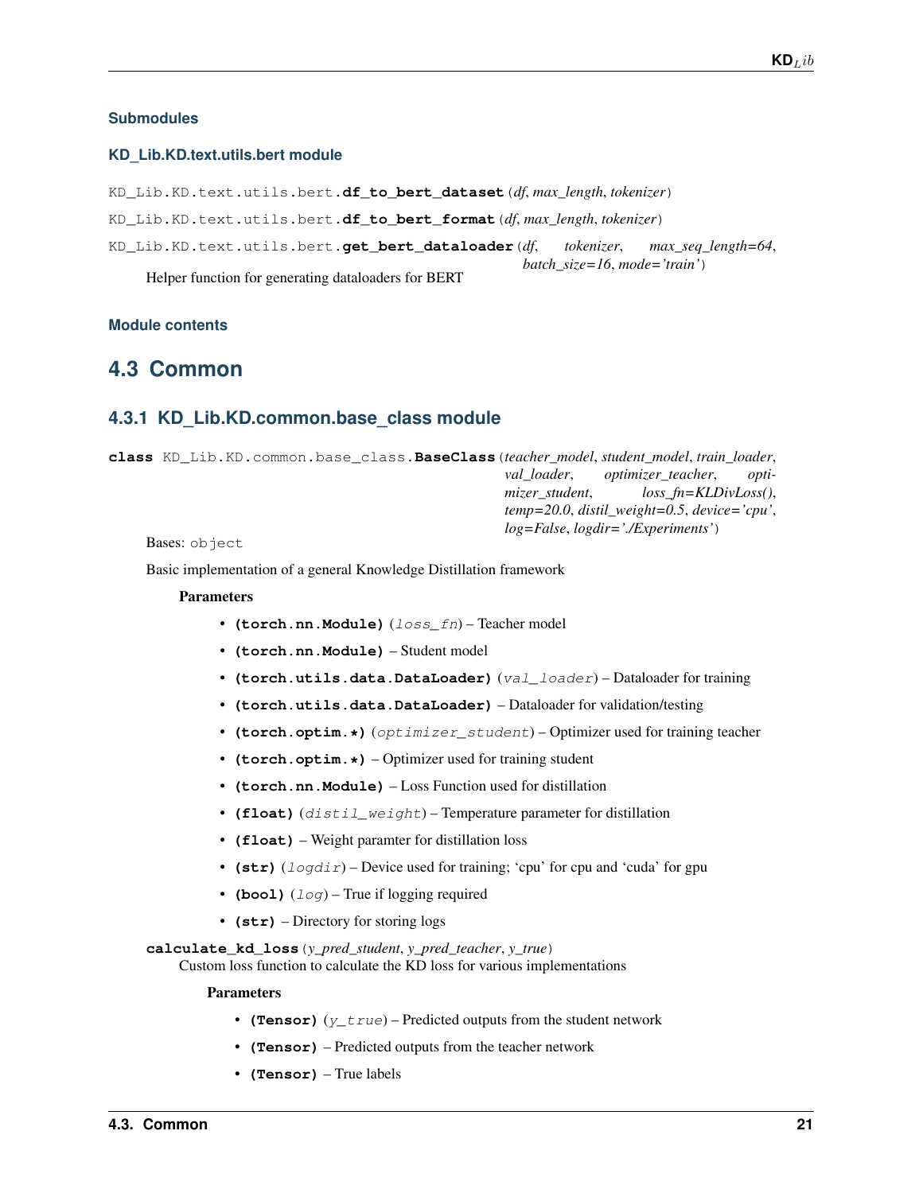#### Submodules

#### KD_Lib.KD.text.utils.bert module

KD_Lib.KD.text.utils.bert.**df_to_bert_dataset**(*df*, *max_length*, *tokenizer*)

KD_Lib.KD.text.utils.bert.**df_to_bert_format**(*df*, *max_length*, *tokenizer*)

KD_Lib.KD.text.utils.bert.**get_bert_dataloader**(*df*, *tokenizer*, *max_seq_length=64*, *batch_size=16*, *mode='train'*)

Helper function for generating dataloaders for BERT

#### Module contents

## 4.3 Common

### 4.3.1 KD_Lib.KD.common.base_class module

**class** KD_Lib.KD.common.base_class.**BaseClass**(*teacher_model*, *student_model*, *train_loader*, *val_loader*, *optimizer_teacher*, *optimizer_student*, *loss_fn=KLDivLoss()*, *temp=20.0*, *distil_weight=0.5*, *device='cpu'*, *log=False*, *logdir='./Experiments'*)

Bases: `object`

Basic implementation of a general Knowledge Distillation framework

**Parameters**

- **(torch.nn.Module)** (*loss_fn*) – Teacher model
- **(torch.nn.Module)** – Student model
- **(torch.utils.data.DataLoader)** (*val_loader*) – Dataloader for training
- **(torch.utils.data.DataLoader)** – Dataloader for validation/testing
- **(torch.optim.*)** (*optimizer_student*) – Optimizer used for training teacher
- **(torch.optim.*)** – Optimizer used for training student
- **(torch.nn.Module)** – Loss Function used for distillation
- **(float)** (*distil_weight*) – Temperature parameter for distillation
- **(float)** – Weight paramter for distillation loss
- **(str)** (*logdir*) – Device used for training; 'cpu' for cpu and 'cuda' for gpu
- **(bool)** (*log*) – True if logging required
- **(str)** – Directory for storing logs

**calculate_kd_loss**(*y_pred_student*, *y_pred_teacher*, *y_true*)

Custom loss function to calculate the KD loss for various implementations

**Parameters**

- **(Tensor)** (*y_true*) – Predicted outputs from the student network
- **(Tensor)** – Predicted outputs from the teacher network
- **(Tensor)** – True labels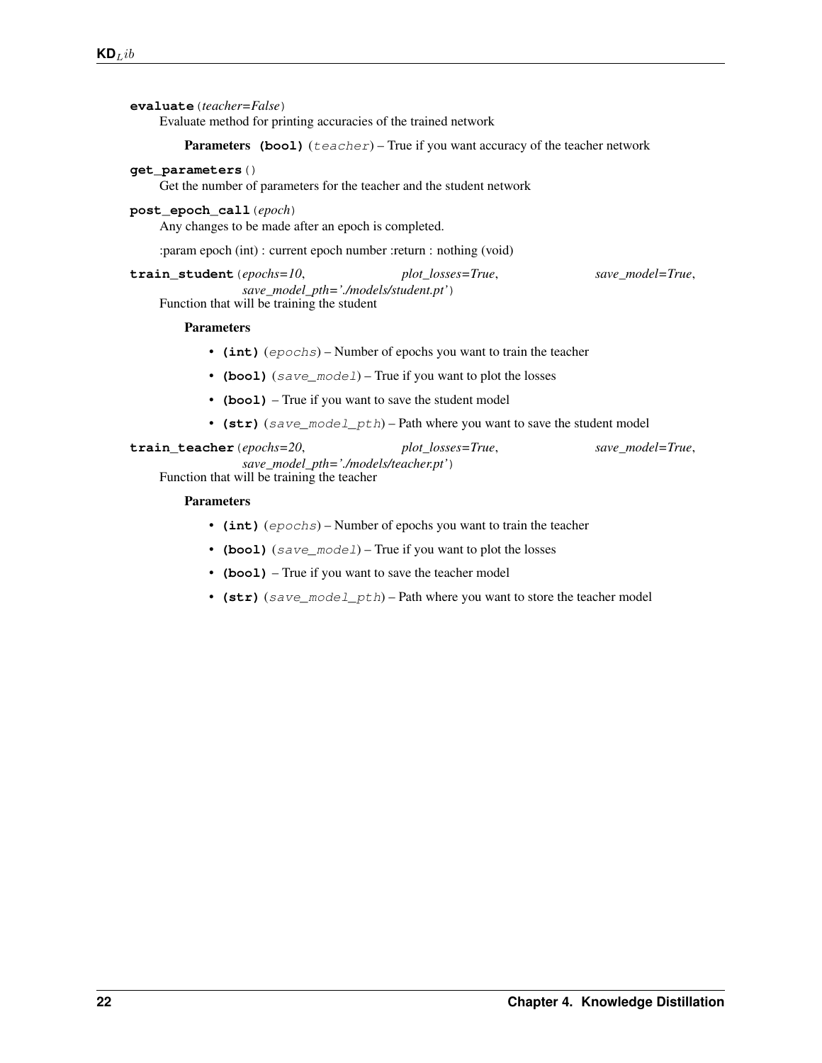**evaluate**(*teacher=False*)

Evaluate method for printing accuracies of the trained network

**Parameters** **(bool)** (*teacher*) – True if you want accuracy of the teacher network

**get_parameters**()

Get the number of parameters for the teacher and the student network

**post_epoch_call**(*epoch*)

Any changes to be made after an epoch is completed.

:param epoch (int) : current epoch number :return : nothing (void)

**train_student**(*epochs=10*, *plot_losses=True*, *save_model=True*, *save_model_pth='./models/student.pt'*)

Function that will be training the student

**Parameters**

- **(int)** (*epochs*) – Number of epochs you want to train the teacher
- **(bool)** (*save_model*) – True if you want to plot the losses
- **(bool)** – True if you want to save the student model
- **(str)** (*save_model_pth*) – Path where you want to save the student model

**train_teacher**(*epochs=20*, *plot_losses=True*, *save_model=True*, *save_model_pth='./models/teacher.pt'*)

Function that will be training the teacher

**Parameters**

- **(int)** (*epochs*) – Number of epochs you want to train the teacher
- **(bool)** (*save_model*) – True if you want to plot the losses
- **(bool)** – True if you want to save the teacher model
- **(str)** (*save_model_pth*) – Path where you want to store the teacher model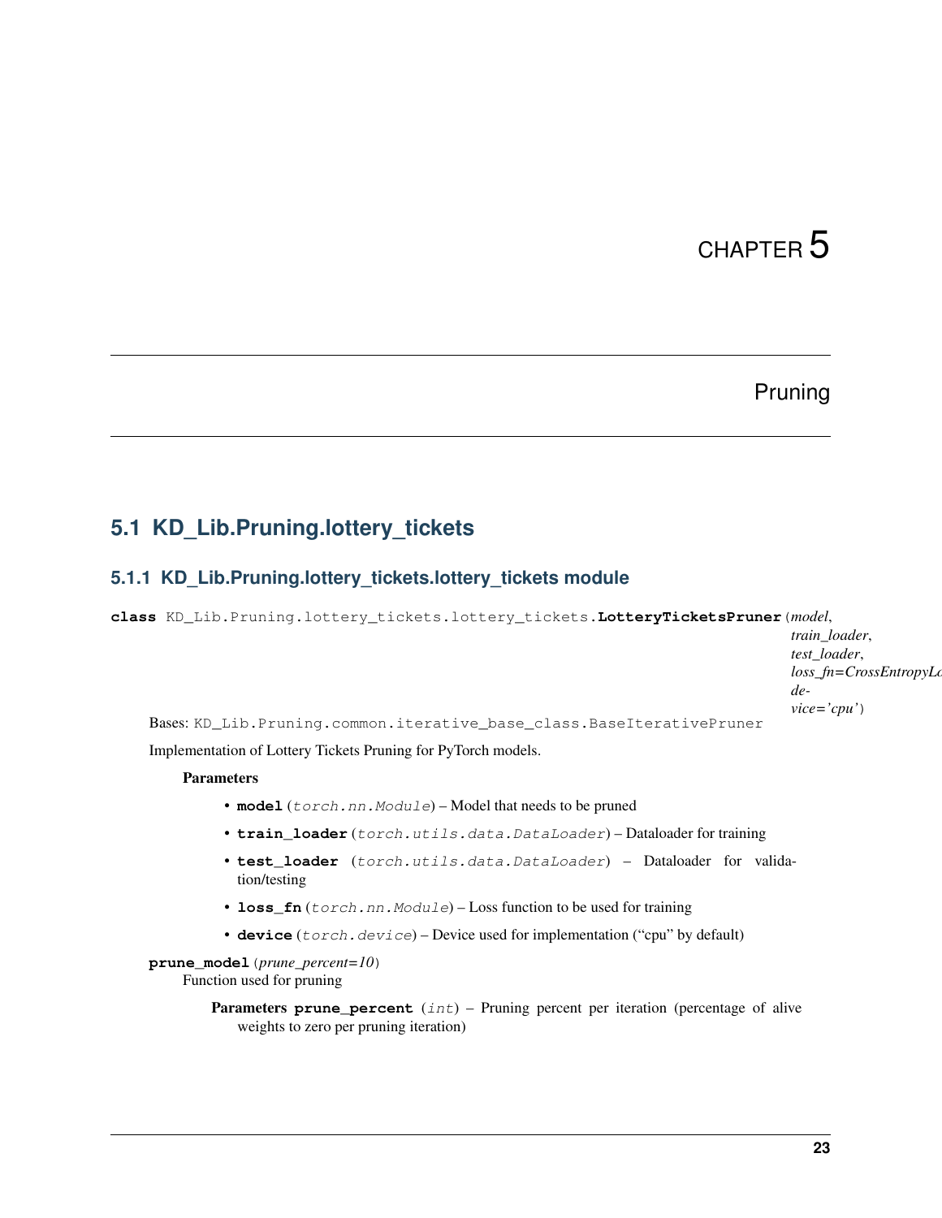# CHAPTER 5

# Pruning

## 5.1 KD_Lib.Pruning.lottery_tickets

### 5.1.1 KD_Lib.Pruning.lottery_tickets.lottery_tickets module

**class** KD_Lib.Pruning.lottery_tickets.lottery_tickets.**LotteryTicketsPruner**(*model*, *train_loader*, *test_loader*, *loss_fn=CrossEntropyLoss*, *device='cpu'*)

Bases: `KD_Lib.Pruning.common.iterative_base_class.BaseIterativePruner`

Implementation of Lottery Tickets Pruning for PyTorch models.

**Parameters**

- **model** (*torch.nn.Module*) – Model that needs to be pruned
- **train_loader** (*torch.utils.data.DataLoader*) – Dataloader for training
- **test_loader** (*torch.utils.data.DataLoader*) – Dataloader for validation/testing
- **loss_fn** (*torch.nn.Module*) – Loss function to be used for training
- **device** (*torch.device*) – Device used for implementation ("cpu" by default)

**prune_model**(*prune_percent=10*)

Function used for pruning

**Parameters** **prune_percent** (*int*) – Pruning percent per iteration (percentage of alive weights to zero per pruning iteration)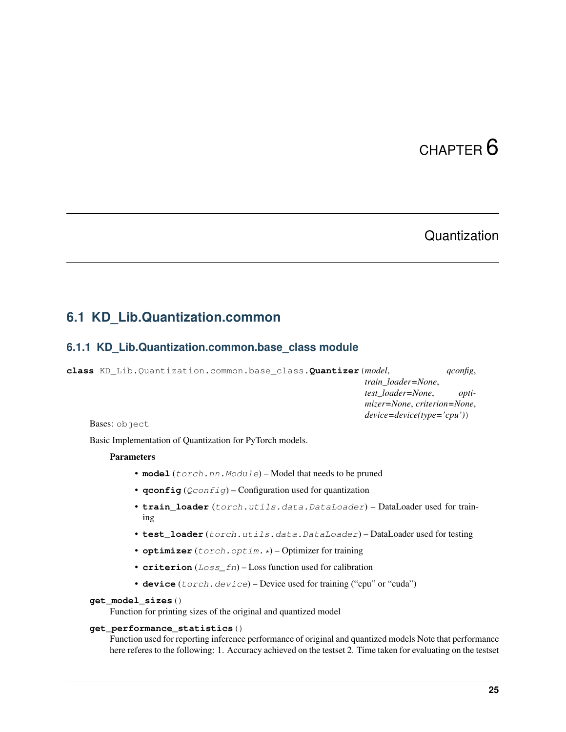# CHAPTER 6

# Quantization

## 6.1 KD_Lib.Quantization.common

### 6.1.1 KD_Lib.Quantization.common.base_class module

**class** KD_Lib.Quantization.common.base_class.**Quantizer**(*model, qconfig, train_loader=None, test_loader=None, optimizer=None, criterion=None, device=device(type='cpu')*)

Bases: `object`

Basic Implementation of Quantization for PyTorch models.

**Parameters**

- **model** (*torch.nn.Module*) – Model that needs to be pruned
- **qconfig** (*Qconfig*) – Configuration used for quantization
- **train_loader** (*torch.utils.data.DataLoader*) – DataLoader used for training
- **test_loader** (*torch.utils.data.DataLoader*) – DataLoader used for testing
- **optimizer** (*torch.optim.**) – Optimizer for training
- **criterion** (*Loss_fn*) – Loss function used for calibration
- **device** (*torch.device*) – Device used for training ("cpu" or "cuda")

**get_model_sizes**()

Function for printing sizes of the original and quantized model

**get_performance_statistics**()

Function used for reporting inference performance of original and quantized models Note that performance here referes to the following: 1. Accuracy achieved on the testset 2. Time taken for evaluating on the testset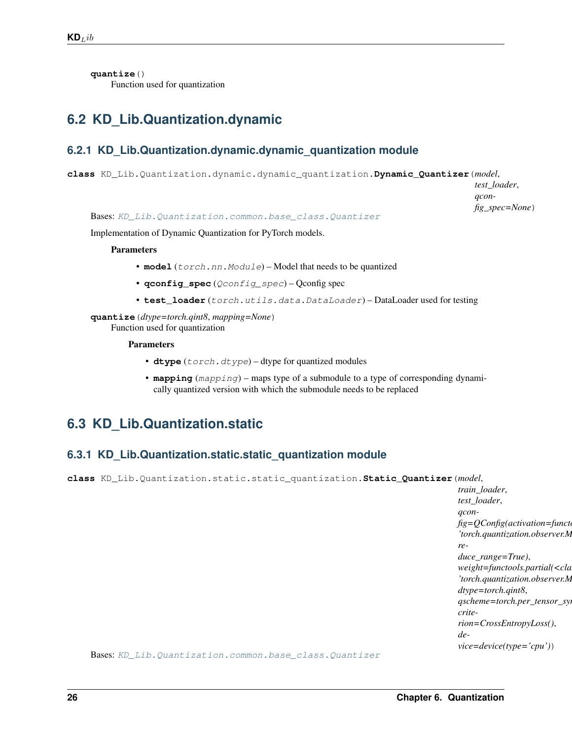**quantize**()
Function used for quantization

## 6.2 KD_Lib.Quantization.dynamic

### 6.2.1 KD_Lib.Quantization.dynamic.dynamic_quantization module

**class** KD_Lib.Quantization.dynamic.dynamic_quantization.**Dynamic_Quantizer**(*model*, *test_loader*, *qconfig_spec=None*)

Bases: `KD_Lib.Quantization.common.base_class.Quantizer`

Implementation of Dynamic Quantization for PyTorch models.

**Parameters**

- **model** (*torch.nn.Module*) – Model that needs to be quantized
- **qconfig_spec** (*Qconfig_spec*) – Qconfig spec
- **test_loader** (*torch.utils.data.DataLoader*) – DataLoader used for testing

**quantize**(*dtype=torch.qint8*, *mapping=None*)
Function used for quantization

**Parameters**

- **dtype** (*torch.dtype*) – dtype for quantized modules
- **mapping** (*mapping*) – maps type of a submodule to a type of corresponding dynamically quantized version with which the submodule needs to be replaced

## 6.3 KD_Lib.Quantization.static

### 6.3.1 KD_Lib.Quantization.static.static_quantization module

**class** KD_Lib.Quantization.static.static_quantization.**Static_Quantizer**(*model*, *train_loader*, *test_loader*, *qconfig=QConfig(activation=functo 'torch.quantization.observer.M reduce_range=True)*, *weight=functools.partial(<cla 'torch.quantization.observer.M dtype=torch.qint8*, *qscheme=torch.per_tensor_sy*, *criterion=CrossEntropyLoss()*, *device=device(type='cpu')*)

Bases: `KD_Lib.Quantization.common.base_class.Quantizer`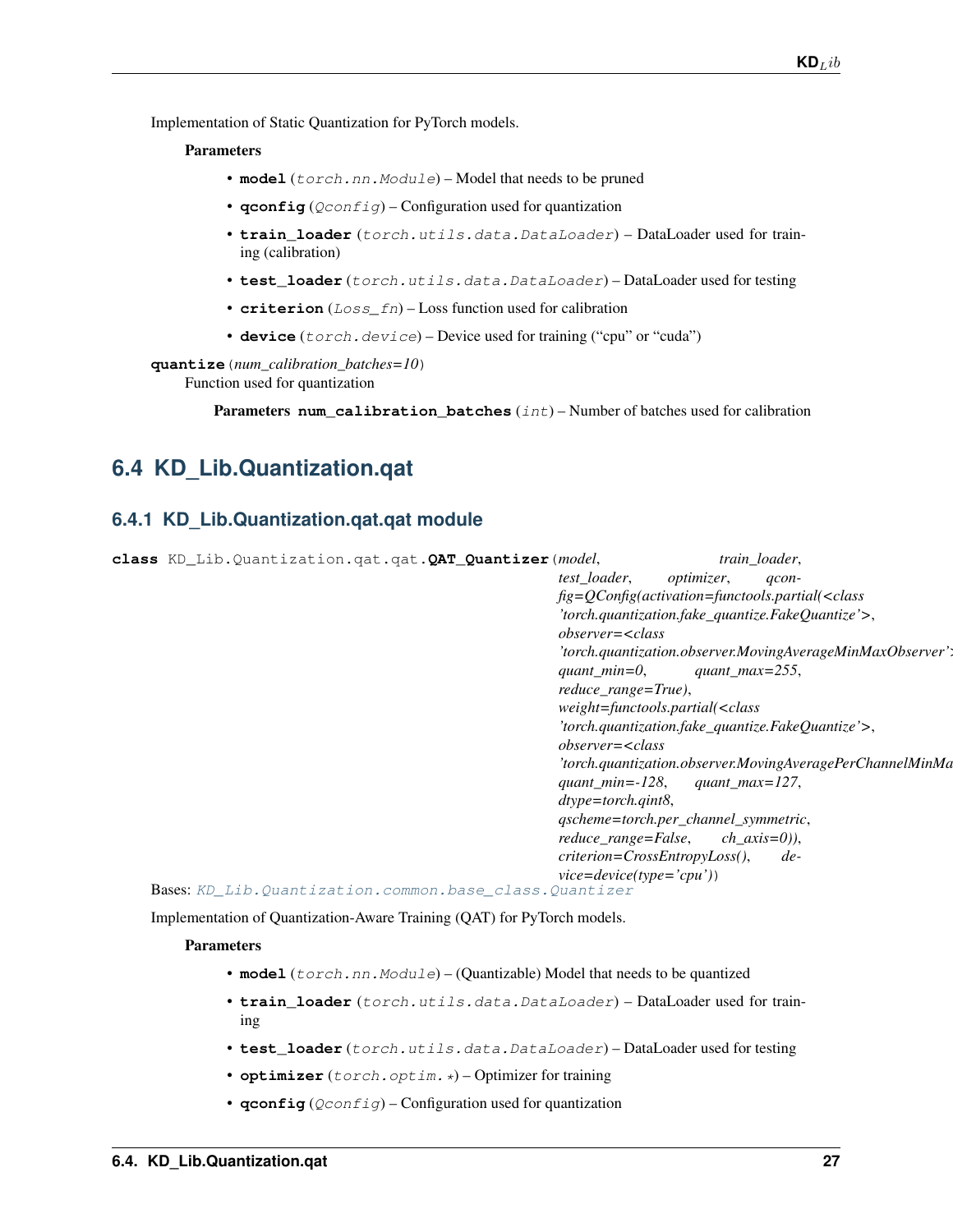Implementation of Static Quantization for PyTorch models.

**Parameters**

- **model** (*torch.nn.Module*) – Model that needs to be pruned
- **qconfig** (*Qconfig*) – Configuration used for quantization
- **train_loader** (*torch.utils.data.DataLoader*) – DataLoader used for training (calibration)
- **test_loader** (*torch.utils.data.DataLoader*) – DataLoader used for testing
- **criterion** (*Loss_fn*) – Loss function used for calibration
- **device** (*torch.device*) – Device used for training ("cpu" or "cuda")

**quantize**(*num_calibration_batches=10*)

Function used for quantization

**Parameters** **num_calibration_batches** (*int*) – Number of batches used for calibration

## 6.4 KD_Lib.Quantization.qat

### 6.4.1 KD_Lib.Quantization.qat.qat module

**class** KD_Lib.Quantization.qat.qat.**QAT_Quantizer**(*model, train_loader, test_loader, optimizer, qconfig=QConfig(activation=functools.partial(<class 'torch.quantization.fake_quantize.FakeQuantize'>, observer=<class 'torch.quantization.observer.MovingAverageMinMaxObserver'>, quant_min=0, quant_max=255, reduce_range=True), weight=functools.partial(<class 'torch.quantization.fake_quantize.FakeQuantize'>, observer=<class 'torch.quantization.observer.MovingAveragePerChannelMinMaxObserver'>, quant_min=-128, quant_max=127, dtype=torch.qint8, qscheme=torch.per_channel_symmetric, reduce_range=False, ch_axis=0)), criterion=CrossEntropyLoss(), device=device(type='cpu')*)

Bases: *KD_Lib.Quantization.common.base_class.Quantizer*

Implementation of Quantization-Aware Training (QAT) for PyTorch models.

**Parameters**

- **model** (*torch.nn.Module*) – (Quantizable) Model that needs to be quantized
- **train_loader** (*torch.utils.data.DataLoader*) – DataLoader used for training
- **test_loader** (*torch.utils.data.DataLoader*) – DataLoader used for testing
- **optimizer** (*torch.optim.**) – Optimizer for training
- **qconfig** (*Qconfig*) – Configuration used for quantization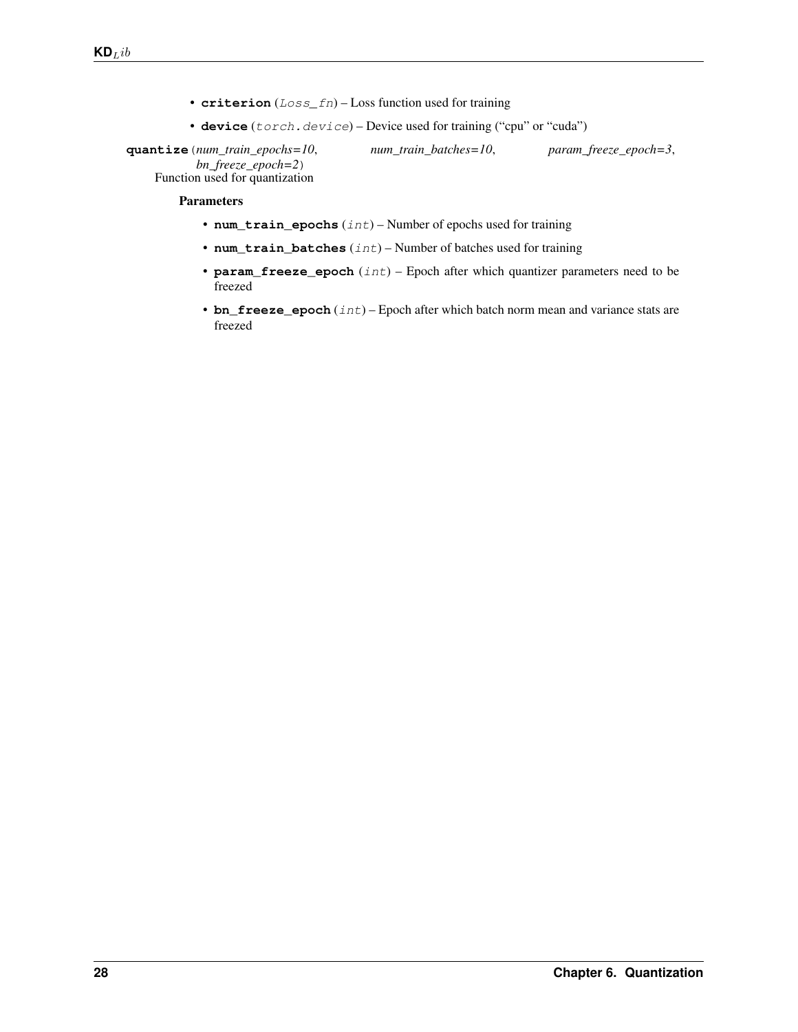- **criterion** (*Loss_fn*) – Loss function used for training
- **device** (*torch.device*) – Device used for training ("cpu" or "cuda")

**quantize**(*num_train_epochs=10*, *num_train_batches=10*, *param_freeze_epoch=3*, *bn_freeze_epoch=2*)

Function used for quantization

**Parameters**

- **num_train_epochs** (*int*) – Number of epochs used for training
- **num_train_batches** (*int*) – Number of batches used for training
- **param_freeze_epoch** (*int*) – Epoch after which quantizer parameters need to be freezed
- **bn_freeze_epoch** (*int*) – Epoch after which batch norm mean and variance stats are freezed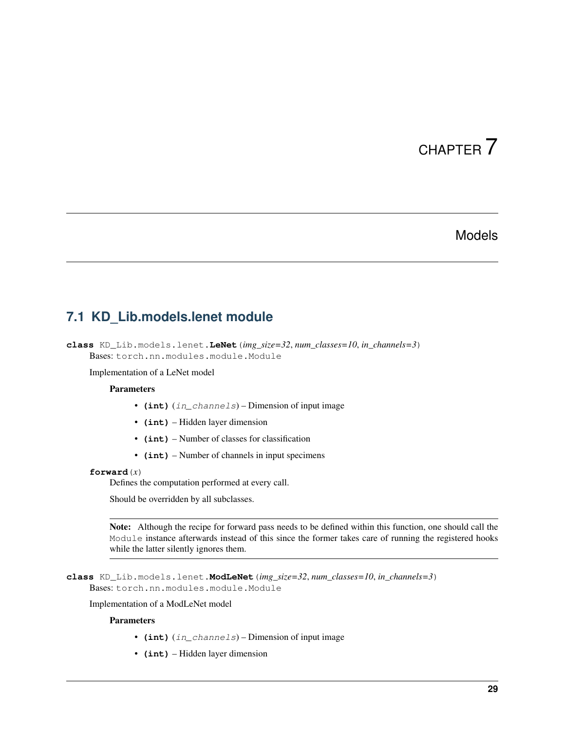// CHAPTER 7

# Models

## 7.1 KD_Lib.models.lenet module

**class** KD_Lib.models.lenet.**LeNet**(*img_size=32*, *num_classes=10*, *in_channels=3*)

Bases: `torch.nn.modules.module.Module`

Implementation of a LeNet model

**Parameters**

- **(int)** (*in_channels*) – Dimension of input image
- **(int)** – Hidden layer dimension
- **(int)** – Number of classes for classification
- **(int)** – Number of channels in input specimens

**forward**(*x*)

Defines the computation performed at every call.

Should be overridden by all subclasses.

---

**Note:** Although the recipe for forward pass needs to be defined within this function, one should call the `Module` instance afterwards instead of this since the former takes care of running the registered hooks while the latter silently ignores them.

---

**class** KD_Lib.models.lenet.**ModLeNet**(*img_size=32*, *num_classes=10*, *in_channels=3*)

Bases: `torch.nn.modules.module.Module`

Implementation of a ModLeNet model

**Parameters**

- **(int)** (*in_channels*) – Dimension of input image
- **(int)** – Hidden layer dimension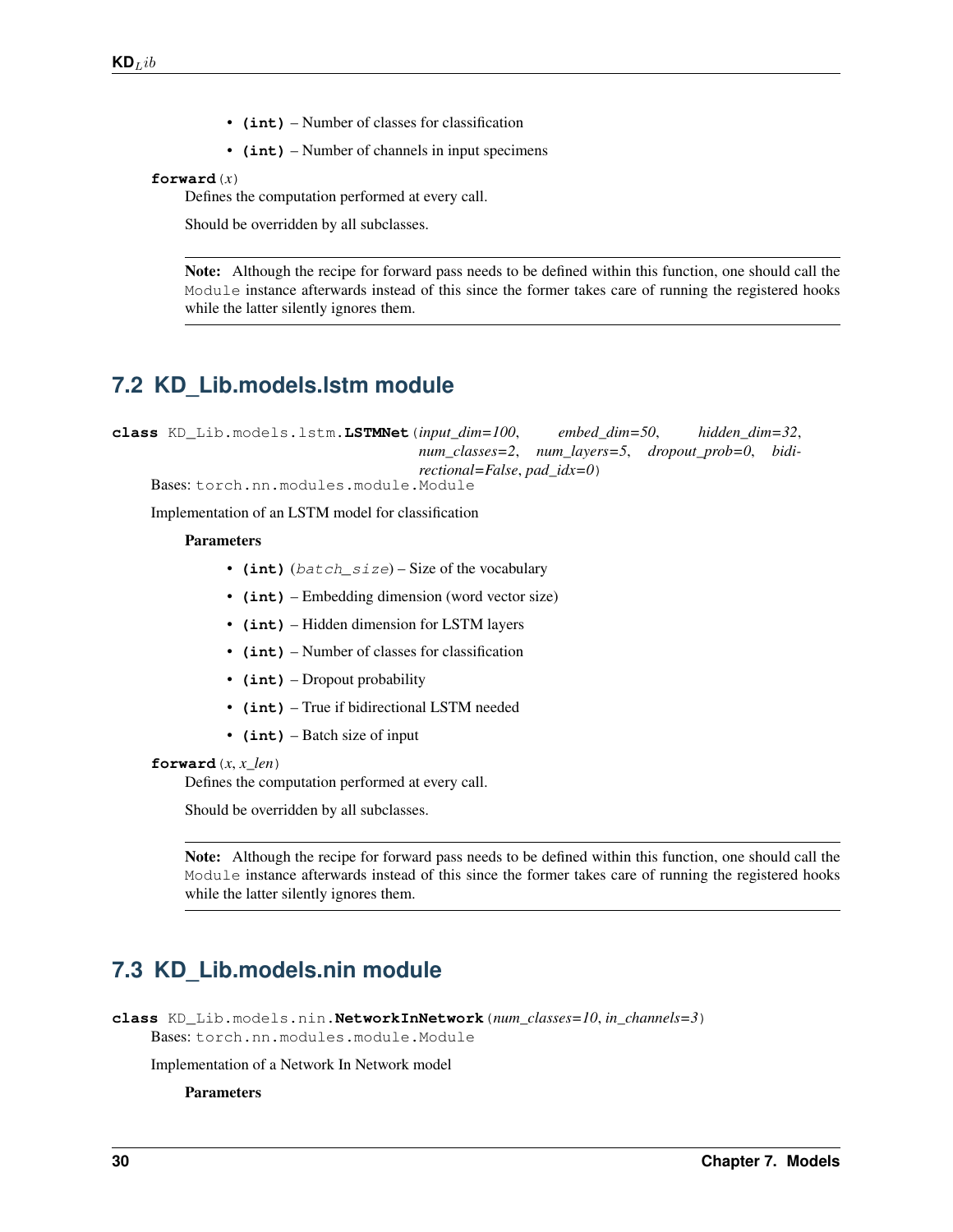- **(int)** – Number of classes for classification
- **(int)** – Number of channels in input specimens

**forward**(*x*)

Defines the computation performed at every call.

Should be overridden by all subclasses.

---

**Note:** Although the recipe for forward pass needs to be defined within this function, one should call the `Module` instance afterwards instead of this since the former takes care of running the registered hooks while the latter silently ignores them.

---

## 7.2 KD_Lib.models.lstm module

**class** `KD_Lib.models.lstm.`**`LSTMNet`**(*input_dim=100*, *embed_dim=50*, *hidden_dim=32*, *num_classes=2*, *num_layers=5*, *dropout_prob=0*, *bidirectional=False*, *pad_idx=0*)

Bases: `torch.nn.modules.module.Module`

Implementation of an LSTM model for classification

**Parameters**

- **(int)** (*batch_size*) – Size of the vocabulary
- **(int)** – Embedding dimension (word vector size)
- **(int)** – Hidden dimension for LSTM layers
- **(int)** – Number of classes for classification
- **(int)** – Dropout probability
- **(int)** – True if bidirectional LSTM needed
- **(int)** – Batch size of input

**forward**(*x*, *x_len*)

Defines the computation performed at every call.

Should be overridden by all subclasses.

---

**Note:** Although the recipe for forward pass needs to be defined within this function, one should call the `Module` instance afterwards instead of this since the former takes care of running the registered hooks while the latter silently ignores them.

---

## 7.3 KD_Lib.models.nin module

**class** `KD_Lib.models.nin.`**`NetworkInNetwork`**(*num_classes=10*, *in_channels=3*)

Bases: `torch.nn.modules.module.Module`

Implementation of a Network In Network model

**Parameters**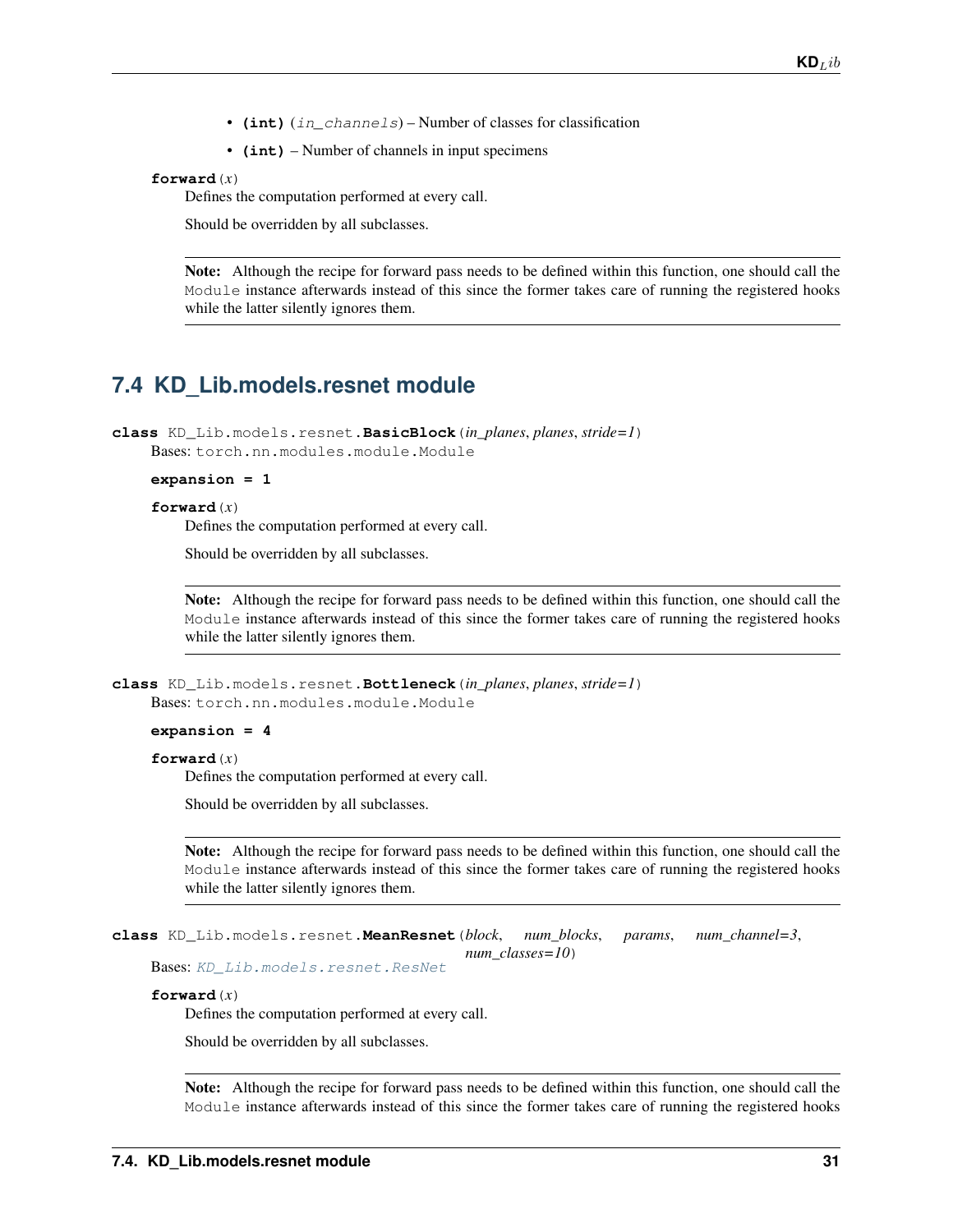- **(int)** (*in_channels*) – Number of classes for classification
- **(int)** – Number of channels in input specimens

**forward**(*x*)

Defines the computation performed at every call.

Should be overridden by all subclasses.

> **Note:** Although the recipe for forward pass needs to be defined within this function, one should call the `Module` instance afterwards instead of this since the former takes care of running the registered hooks while the latter silently ignores them.

## 7.4 KD_Lib.models.resnet module

**class** KD_Lib.models.resnet.**BasicBlock**(*in_planes*, *planes*, *stride=1*)

Bases: `torch.nn.modules.module.Module`

**expansion = 1**

**forward**(*x*)

Defines the computation performed at every call.

Should be overridden by all subclasses.

> **Note:** Although the recipe for forward pass needs to be defined within this function, one should call the `Module` instance afterwards instead of this since the former takes care of running the registered hooks while the latter silently ignores them.

**class** KD_Lib.models.resnet.**Bottleneck**(*in_planes*, *planes*, *stride=1*)

Bases: `torch.nn.modules.module.Module`

**expansion = 4**

**forward**(*x*)

Defines the computation performed at every call.

Should be overridden by all subclasses.

> **Note:** Although the recipe for forward pass needs to be defined within this function, one should call the `Module` instance afterwards instead of this since the former takes care of running the registered hooks while the latter silently ignores them.

**class** KD_Lib.models.resnet.**MeanResnet**(*block*, *num_blocks*, *params*, *num_channel=3*, *num_classes=10*)

Bases: *KD_Lib.models.resnet.ResNet*

**forward**(*x*)

Defines the computation performed at every call.

Should be overridden by all subclasses.

> **Note:** Although the recipe for forward pass needs to be defined within this function, one should call the `Module` instance afterwards instead of this since the former takes care of running the registered hooks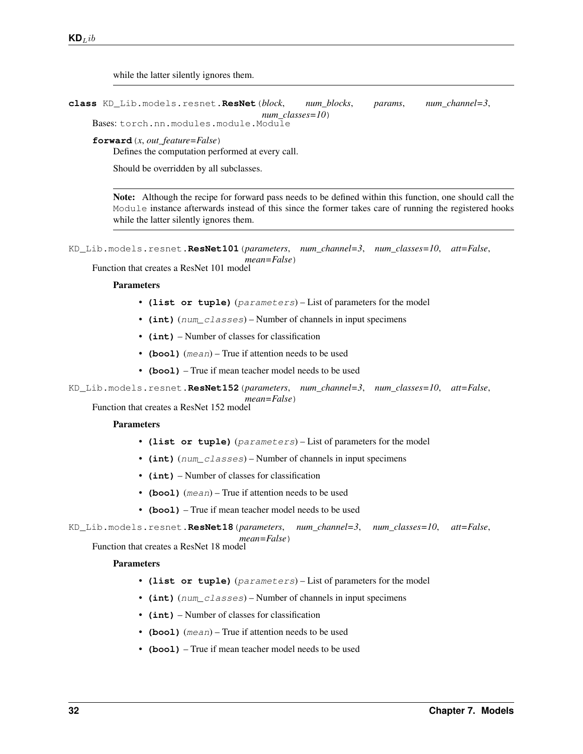while the latter silently ignores them.

---

**class** KD_Lib.models.resnet.**ResNet**(*block*, *num_blocks*, *params*, *num_channel=3*, *num_classes=10*)

Bases: torch.nn.modules.module.Module

**forward**(*x*, *out_feature=False*)

Defines the computation performed at every call.

Should be overridden by all subclasses.

---

**Note:** Although the recipe for forward pass needs to be defined within this function, one should call the Module instance afterwards instead of this since the former takes care of running the registered hooks while the latter silently ignores them.

---

KD_Lib.models.resnet.**ResNet101**(*parameters*, *num_channel=3*, *num_classes=10*, *att=False*, *mean=False*)

Function that creates a ResNet 101 model

**Parameters**

- **(list or tuple)** (*parameters*) – List of parameters for the model
- **(int)** (*num_classes*) – Number of channels in input specimens
- **(int)** – Number of classes for classification
- **(bool)** (*mean*) – True if attention needs to be used
- **(bool)** – True if mean teacher model needs to be used

KD_Lib.models.resnet.**ResNet152**(*parameters*, *num_channel=3*, *num_classes=10*, *att=False*, *mean=False*)

Function that creates a ResNet 152 model

**Parameters**

- **(list or tuple)** (*parameters*) – List of parameters for the model
- **(int)** (*num_classes*) – Number of channels in input specimens
- **(int)** – Number of classes for classification
- **(bool)** (*mean*) – True if attention needs to be used
- **(bool)** – True if mean teacher model needs to be used

KD_Lib.models.resnet.**ResNet18**(*parameters*, *num_channel=3*, *num_classes=10*, *att=False*, *mean=False*)

Function that creates a ResNet 18 model

**Parameters**

- **(list or tuple)** (*parameters*) – List of parameters for the model
- **(int)** (*num_classes*) – Number of channels in input specimens
- **(int)** – Number of classes for classification
- **(bool)** (*mean*) – True if attention needs to be used
- **(bool)** – True if mean teacher model needs to be used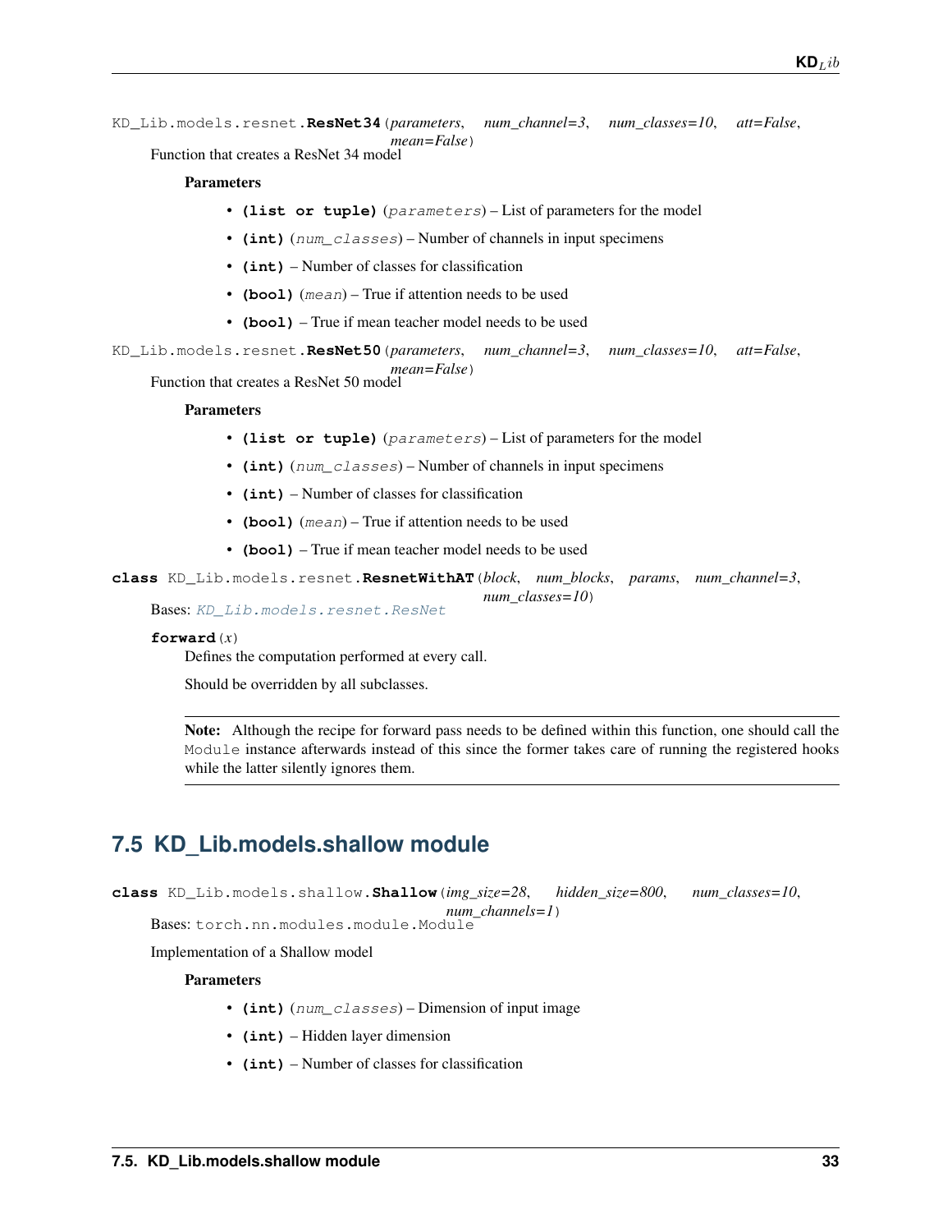KD_Lib.models.resnet.**ResNet34**(*parameters*, *num_channel=3*, *num_classes=10*, *att=False*, *mean=False*)

Function that creates a ResNet 34 model

**Parameters**

- **(list or tuple)** (*parameters*) – List of parameters for the model
- **(int)** (*num_classes*) – Number of channels in input specimens
- **(int)** – Number of classes for classification
- **(bool)** (*mean*) – True if attention needs to be used
- **(bool)** – True if mean teacher model needs to be used

KD_Lib.models.resnet.**ResNet50**(*parameters*, *num_channel=3*, *num_classes=10*, *att=False*, *mean=False*)

Function that creates a ResNet 50 model

**Parameters**

- **(list or tuple)** (*parameters*) – List of parameters for the model
- **(int)** (*num_classes*) – Number of channels in input specimens
- **(int)** – Number of classes for classification
- **(bool)** (*mean*) – True if attention needs to be used
- **(bool)** – True if mean teacher model needs to be used

**class** KD_Lib.models.resnet.**ResnetWithAT**(*block*, *num_blocks*, *params*, *num_channel=3*, *num_classes=10*)

Bases: *KD_Lib.models.resnet.ResNet*

**forward**(*x*)

Defines the computation performed at every call.

Should be overridden by all subclasses.

**Note:** Although the recipe for forward pass needs to be defined within this function, one should call the `Module` instance afterwards instead of this since the former takes care of running the registered hooks while the latter silently ignores them.

## 7.5 KD_Lib.models.shallow module

**class** KD_Lib.models.shallow.**Shallow**(*img_size=28*, *hidden_size=800*, *num_classes=10*, *num_channels=1*)

Bases: `torch.nn.modules.module.Module`

Implementation of a Shallow model

**Parameters**

- **(int)** (*num_classes*) – Dimension of input image
- **(int)** – Hidden layer dimension
- **(int)** – Number of classes for classification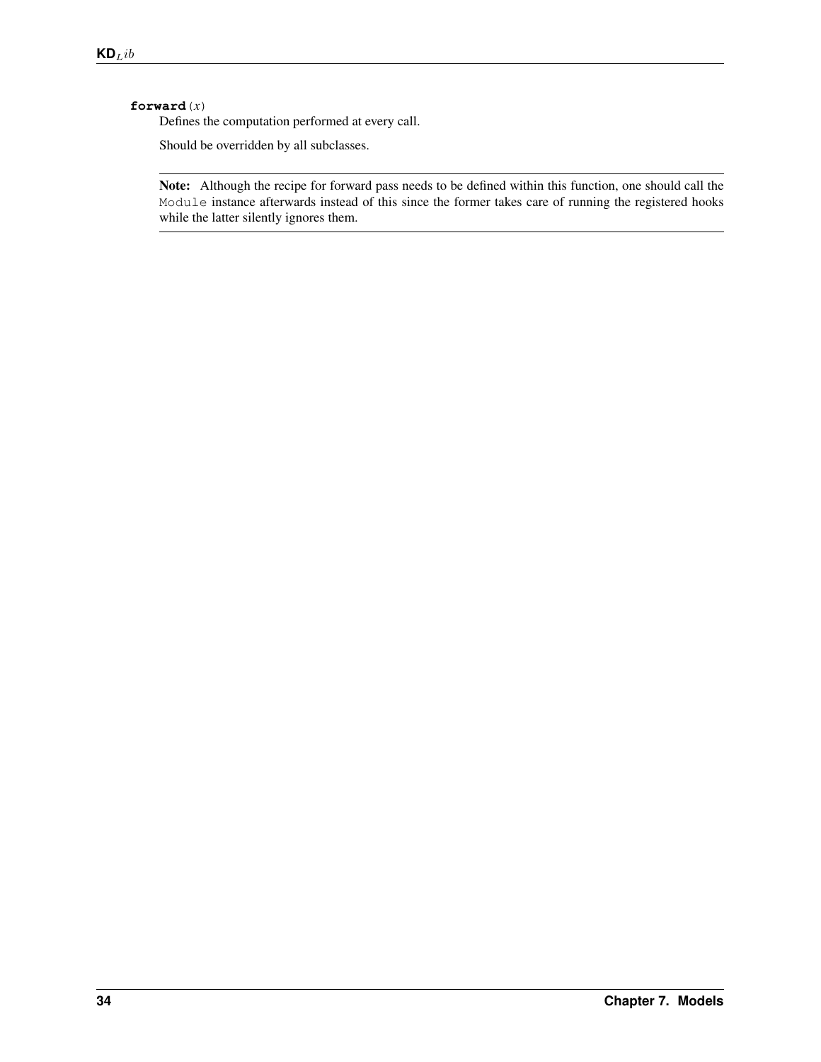**forward**(*x*)

Defines the computation performed at every call.

Should be overridden by all subclasses.

**Note:** Although the recipe for forward pass needs to be defined within this function, one should call the `Module` instance afterwards instead of this since the former takes care of running the registered hooks while the latter silently ignores them.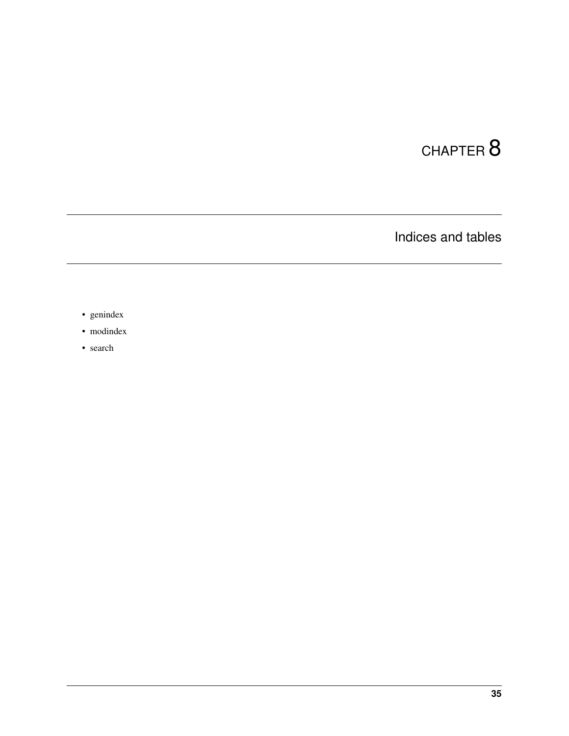# CHAPTER 8

## Indices and tables

- genindex
- modindex
- search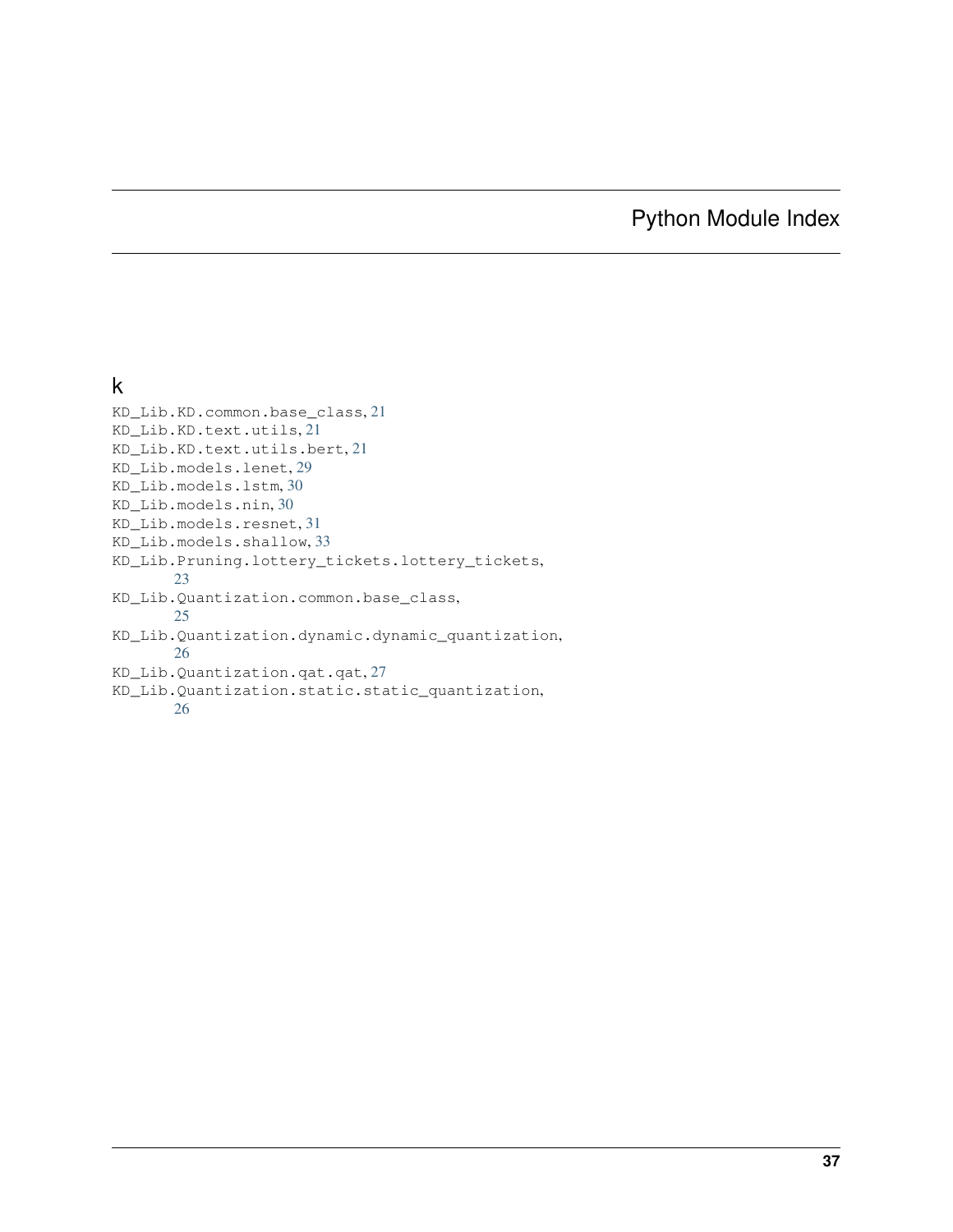# Python Module Index

## k

KD_Lib.KD.common.base_class, 21
KD_Lib.KD.text.utils, 21
KD_Lib.KD.text.utils.bert, 21
KD_Lib.models.lenet, 29
KD_Lib.models.lstm, 30
KD_Lib.models.nin, 30
KD_Lib.models.resnet, 31
KD_Lib.models.shallow, 33
KD_Lib.Pruning.lottery_tickets.lottery_tickets, 23
KD_Lib.Quantization.common.base_class, 25
KD_Lib.Quantization.dynamic.dynamic_quantization, 26
KD_Lib.Quantization.qat.qat, 27
KD_Lib.Quantization.static.static_quantization, 26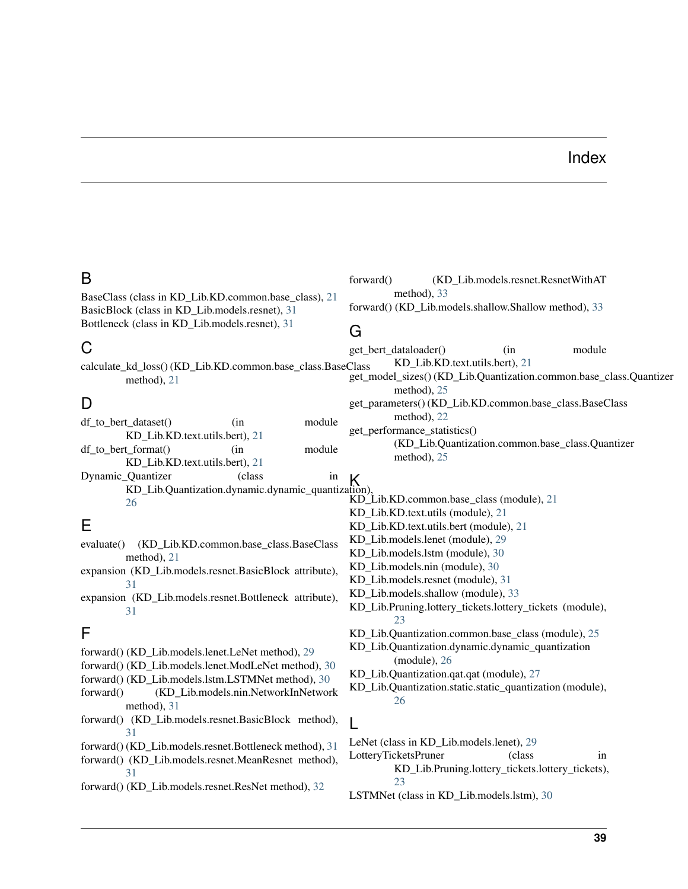# Index

## B

BaseClass (class in KD_Lib.KD.common.base_class), 21
BasicBlock (class in KD_Lib.models.resnet), 31
Bottleneck (class in KD_Lib.models.resnet), 31

## C

calculate_kd_loss() (KD_Lib.KD.common.base_class.BaseClass method), 21

## D

df_to_bert_dataset() (in module KD_Lib.KD.text.utils.bert), 21
df_to_bert_format() (in module KD_Lib.KD.text.utils.bert), 21
Dynamic_Quantizer (class in KD_Lib.Quantization.dynamic.dynamic_quantization), 26

## E

evaluate() (KD_Lib.KD.common.base_class.BaseClass method), 21
expansion (KD_Lib.models.resnet.BasicBlock attribute), 31
expansion (KD_Lib.models.resnet.Bottleneck attribute), 31

## F

forward() (KD_Lib.models.lenet.LeNet method), 29
forward() (KD_Lib.models.lenet.ModLeNet method), 30
forward() (KD_Lib.models.lstm.LSTMNet method), 30
forward() (KD_Lib.models.nin.NetworkInNetwork method), 31
forward() (KD_Lib.models.resnet.BasicBlock method), 31
forward() (KD_Lib.models.resnet.Bottleneck method), 31
forward() (KD_Lib.models.resnet.MeanResnet method), 31
forward() (KD_Lib.models.resnet.ResNet method), 32
forward() (KD_Lib.models.resnet.ResnetWithAT method), 33
forward() (KD_Lib.models.shallow.Shallow method), 33

## G

get_bert_dataloader() (in module KD_Lib.KD.text.utils.bert), 21
get_model_sizes() (KD_Lib.Quantization.common.base_class.Quantizer method), 25
get_parameters() (KD_Lib.KD.common.base_class.BaseClass method), 22
get_performance_statistics() (KD_Lib.Quantization.common.base_class.Quantizer method), 25

## K

KD_Lib.KD.common.base_class (module), 21
KD_Lib.KD.text.utils (module), 21
KD_Lib.KD.text.utils.bert (module), 21
KD_Lib.models.lenet (module), 29
KD_Lib.models.lstm (module), 30
KD_Lib.models.nin (module), 30
KD_Lib.models.resnet (module), 31
KD_Lib.models.shallow (module), 33
KD_Lib.Pruning.lottery_tickets.lottery_tickets (module), 23
KD_Lib.Quantization.common.base_class (module), 25
KD_Lib.Quantization.dynamic.dynamic_quantization (module), 26
KD_Lib.Quantization.qat.qat (module), 27
KD_Lib.Quantization.static.static_quantization (module), 26

## L

LeNet (class in KD_Lib.models.lenet), 29
LotteryTicketsPruner (class in KD_Lib.Pruning.lottery_tickets.lottery_tickets), 23
LSTMNet (class in KD_Lib.models.lstm), 30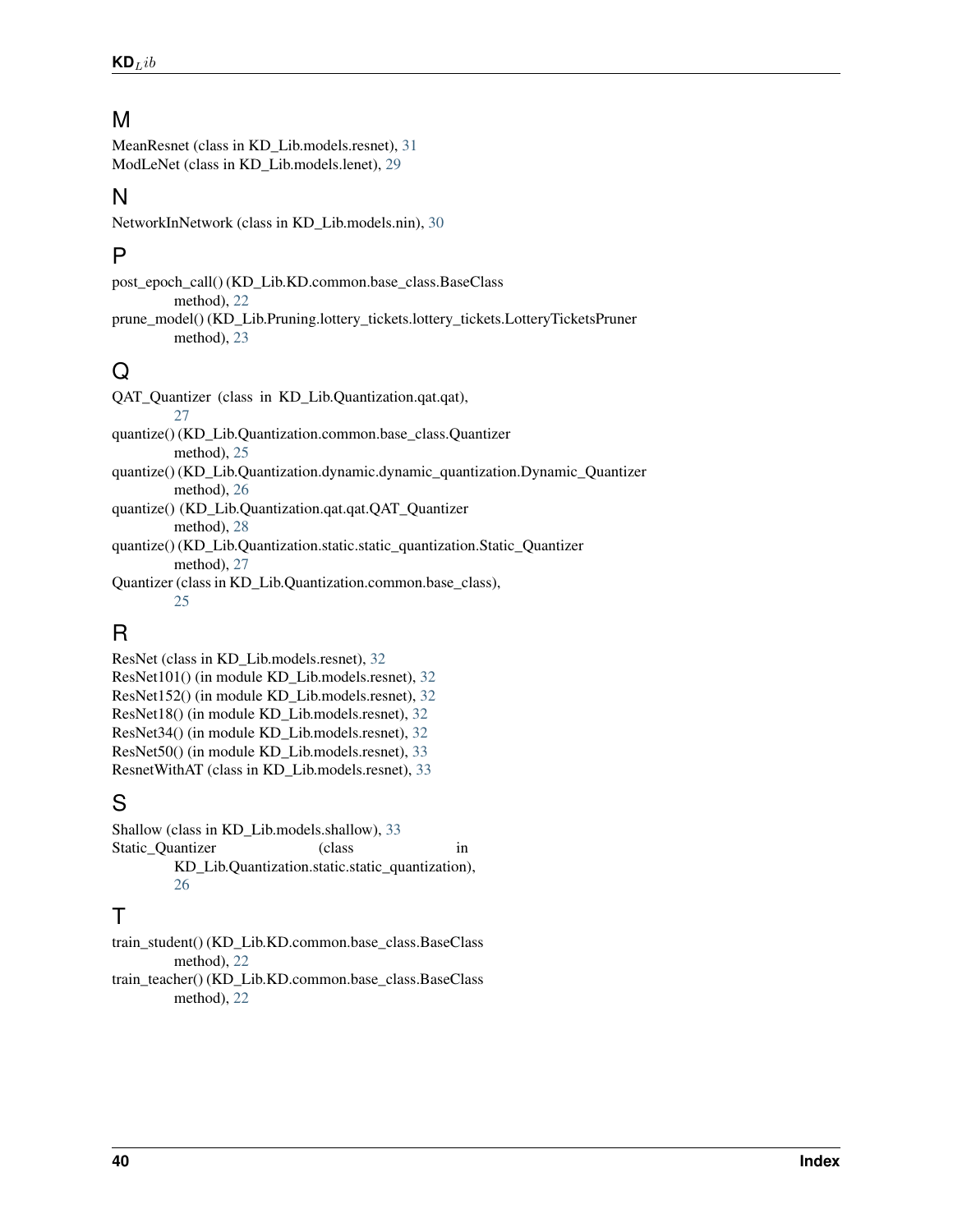## M

MeanResnet (class in KD_Lib.models.resnet), 31
ModLeNet (class in KD_Lib.models.lenet), 29

## N

NetworkInNetwork (class in KD_Lib.models.nin), 30

## P

post_epoch_call() (KD_Lib.KD.common.base_class.BaseClass method), 22
prune_model() (KD_Lib.Pruning.lottery_tickets.lottery_tickets.LotteryTicketsPruner method), 23

## Q

QAT_Quantizer (class in KD_Lib.Quantization.qat.qat), 27
quantize() (KD_Lib.Quantization.common.base_class.Quantizer method), 25
quantize() (KD_Lib.Quantization.dynamic.dynamic_quantization.Dynamic_Quantizer method), 26
quantize() (KD_Lib.Quantization.qat.qat.QAT_Quantizer method), 28
quantize() (KD_Lib.Quantization.static.static_quantization.Static_Quantizer method), 27
Quantizer (class in KD_Lib.Quantization.common.base_class), 25

## R

ResNet (class in KD_Lib.models.resnet), 32
ResNet101() (in module KD_Lib.models.resnet), 32
ResNet152() (in module KD_Lib.models.resnet), 32
ResNet18() (in module KD_Lib.models.resnet), 32
ResNet34() (in module KD_Lib.models.resnet), 32
ResNet50() (in module KD_Lib.models.resnet), 33
ResnetWithAT (class in KD_Lib.models.resnet), 33

## S

Shallow (class in KD_Lib.models.shallow), 33
Static_Quantizer (class in KD_Lib.Quantization.static.static_quantization), 26

## T

train_student() (KD_Lib.KD.common.base_class.BaseClass method), 22
train_teacher() (KD_Lib.KD.common.base_class.BaseClass method), 22